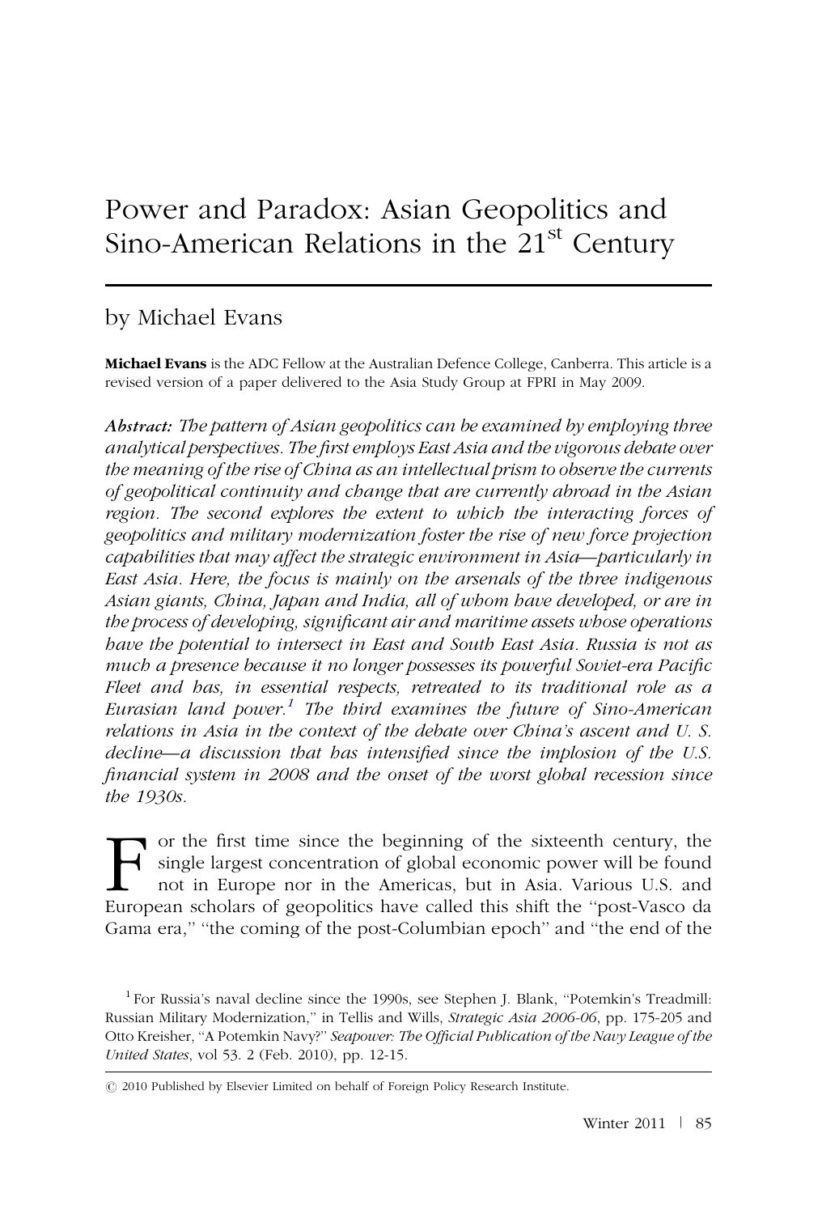# Power and Paradox: Asian Geopolitics and Sino-American Relations in the 21st Century

by Michael Evans

**Michael Evans** is the ADC Fellow at the Australian Defence College, Canberra. This article is a revised version of a paper delivered to the Asia Study Group at FPRI in May 2009.

*Abstract: The pattern of Asian geopolitics can be examined by employing three analytical perspectives. The first employs East Asia and the vigorous debate over the meaning of the rise of China as an intellectual prism to observe the currents of geopolitical continuity and change that are currently abroad in the Asian region. The second explores the extent to which the interacting forces of geopolitics and military modernization foster the rise of new force projection capabilities that may affect the strategic environment in Asia—particularly in East Asia. Here, the focus is mainly on the arsenals of the three indigenous Asian giants, China, Japan and India, all of whom have developed, or are in the process of developing, significant air and maritime assets whose operations have the potential to intersect in East and South East Asia. Russia is not as much a presence because it no longer possesses its powerful Soviet-era Pacific Fleet and has, in essential respects, retreated to its traditional role as a Eurasian land power.[1] The third examines the future of Sino-American relations in Asia in the context of the debate over China's ascent and U. S. decline—a discussion that has intensified since the implosion of the U.S. financial system in 2008 and the onset of the worst global recession since the 1930s.*

For the first time since the beginning of the sixteenth century, the single largest concentration of global economic power will be found not in Europe nor in the Americas, but in Asia. Various U.S. and European scholars of geopolitics have called this shift the "post-Vasco da Gama era," "the coming of the post-Columbian epoch" and "the end of the

[1] For Russia's naval decline since the 1990s, see Stephen J. Blank, "Potemkin's Treadmill: Russian Military Modernization," in Tellis and Wills, *Strategic Asia 2006-06*, pp. 175-205 and Otto Kreisher, "A Potemkin Navy?" *Seapower: The Official Publication of the Navy League of the United States*, vol 53. 2 (Feb. 2010), pp. 12-15.

© 2010 Published by Elsevier Limited on behalf of Foreign Policy Research Institute.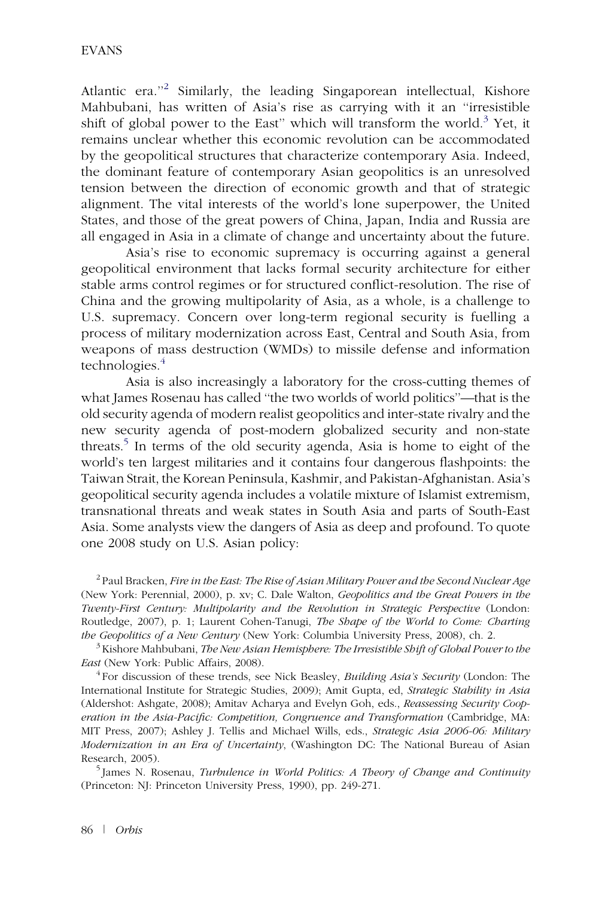Atlantic era."[2] Similarly, the leading Singaporean intellectual, Kishore Mahbubani, has written of Asia's rise as carrying with it an "irresistible shift of global power to the East" which will transform the world.[3] Yet, it remains unclear whether this economic revolution can be accommodated by the geopolitical structures that characterize contemporary Asia. Indeed, the dominant feature of contemporary Asian geopolitics is an unresolved tension between the direction of economic growth and that of strategic alignment. The vital interests of the world's lone superpower, the United States, and those of the great powers of China, Japan, India and Russia are all engaged in Asia in a climate of change and uncertainty about the future.

Asia's rise to economic supremacy is occurring against a general geopolitical environment that lacks formal security architecture for either stable arms control regimes or for structured conflict-resolution. The rise of China and the growing multipolarity of Asia, as a whole, is a challenge to U.S. supremacy. Concern over long-term regional security is fuelling a process of military modernization across East, Central and South Asia, from weapons of mass destruction (WMDs) to missile defense and information technologies.[4]

Asia is also increasingly a laboratory for the cross-cutting themes of what James Rosenau has called "the two worlds of world politics"—that is the old security agenda of modern realist geopolitics and inter-state rivalry and the new security agenda of post-modern globalized security and non-state threats.[5] In terms of the old security agenda, Asia is home to eight of the world's ten largest militaries and it contains four dangerous flashpoints: the Taiwan Strait, the Korean Peninsula, Kashmir, and Pakistan-Afghanistan. Asia's geopolitical security agenda includes a volatile mixture of Islamist extremism, transnational threats and weak states in South Asia and parts of South-East Asia. Some analysts view the dangers of Asia as deep and profound. To quote one 2008 study on U.S. Asian policy:

[2] Paul Bracken, *Fire in the East: The Rise of Asian Military Power and the Second Nuclear Age* (New York: Perennial, 2000), p. xv; C. Dale Walton, *Geopolitics and the Great Powers in the Twenty-First Century: Multipolarity and the Revolution in Strategic Perspective* (London: Routledge, 2007), p. 1; Laurent Cohen-Tanugi, *The Shape of the World to Come: Charting the Geopolitics of a New Century* (New York: Columbia University Press, 2008), ch. 2.

[3] Kishore Mahbubani, *The New Asian Hemisphere: The Irresistible Shift of Global Power to the East* (New York: Public Affairs, 2008).

[4] For discussion of these trends, see Nick Beasley, *Building Asia's Security* (London: The International Institute for Strategic Studies, 2009); Amit Gupta, ed, *Strategic Stability in Asia* (Aldershot: Ashgate, 2008); Amitav Acharya and Evelyn Goh, eds., *Reassessing Security Cooperation in the Asia-Pacific: Competition, Congruence and Transformation* (Cambridge, MA: MIT Press, 2007); Ashley J. Tellis and Michael Wills, eds., *Strategic Asia 2006-06: Military Modernization in an Era of Uncertainty*, (Washington DC: The National Bureau of Asian Research, 2005).

[5] James N. Rosenau, *Turbulence in World Politics: A Theory of Change and Continuity* (Princeton: NJ: Princeton University Press, 1990), pp. 249-271.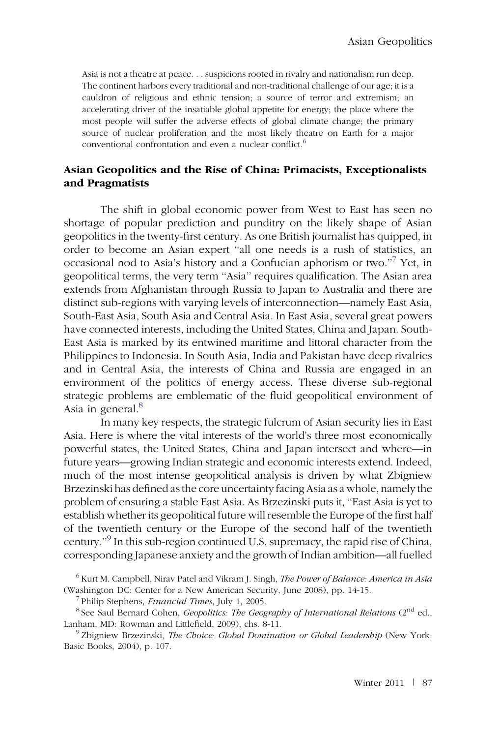> Asia is not a theatre at peace. . . suspicions rooted in rivalry and nationalism run deep. The continent harbors every traditional and non-traditional challenge of our age; it is a cauldron of religious and ethnic tension; a source of terror and extremism; an accelerating driver of the insatiable global appetite for energy; the place where the most people will suffer the adverse effects of global climate change; the primary source of nuclear proliferation and the most likely theatre on Earth for a major conventional confrontation and even a nuclear conflict.[6]

## Asian Geopolitics and the Rise of China: Primacists, Exceptionalists and Pragmatists

The shift in global economic power from West to East has seen no shortage of popular prediction and punditry on the likely shape of Asian geopolitics in the twenty-first century. As one British journalist has quipped, in order to become an Asian expert "all one needs is a rush of statistics, an occasional nod to Asia's history and a Confucian aphorism or two."[7] Yet, in geopolitical terms, the very term "Asia" requires qualification. The Asian area extends from Afghanistan through Russia to Japan to Australia and there are distinct sub-regions with varying levels of interconnection—namely East Asia, South-East Asia, South Asia and Central Asia. In East Asia, several great powers have connected interests, including the United States, China and Japan. South-East Asia is marked by its entwined maritime and littoral character from the Philippines to Indonesia. In South Asia, India and Pakistan have deep rivalries and in Central Asia, the interests of China and Russia are engaged in an environment of the politics of energy access. These diverse sub-regional strategic problems are emblematic of the fluid geopolitical environment of Asia in general.[8]

In many key respects, the strategic fulcrum of Asian security lies in East Asia. Here is where the vital interests of the world's three most economically powerful states, the United States, China and Japan intersect and where—in future years—growing Indian strategic and economic interests extend. Indeed, much of the most intense geopolitical analysis is driven by what Zbigniew Brzezinski has defined as the core uncertainty facing Asia as a whole, namely the problem of ensuring a stable East Asia. As Brzezinski puts it, "East Asia is yet to establish whether its geopolitical future will resemble the Europe of the first half of the twentieth century or the Europe of the second half of the twentieth century."[9] In this sub-region continued U.S. supremacy, the rapid rise of China, corresponding Japanese anxiety and the growth of Indian ambition—all fuelled

---

[6] Kurt M. Campbell, Nirav Patel and Vikram J. Singh, *The Power of Balance: America in Asia* (Washington DC: Center for a New American Security, June 2008), pp. 14-15.

[7] Philip Stephens, *Financial Times*, July 1, 2005.

[8] See Saul Bernard Cohen, *Geopolitics: The Geography of International Relations* (2nd ed., Lanham, MD: Rowman and Littlefield, 2009), chs. 8-11.

[9] Zbigniew Brzezinski, *The Choice: Global Domination or Global Leadership* (New York: Basic Books, 2004), p. 107.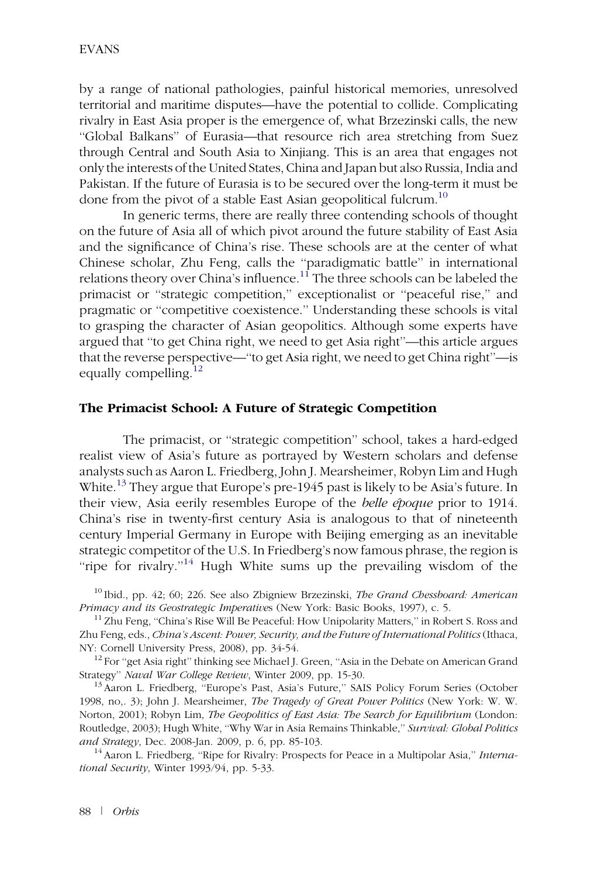by a range of national pathologies, painful historical memories, unresolved territorial and maritime disputes—have the potential to collide. Complicating rivalry in East Asia proper is the emergence of, what Brzezinski calls, the new "Global Balkans" of Eurasia—that resource rich area stretching from Suez through Central and South Asia to Xinjiang. This is an area that engages not only the interests of the United States, China and Japan but also Russia, India and Pakistan. If the future of Eurasia is to be secured over the long-term it must be done from the pivot of a stable East Asian geopolitical fulcrum.[10]

In generic terms, there are really three contending schools of thought on the future of Asia all of which pivot around the future stability of East Asia and the significance of China's rise. These schools are at the center of what Chinese scholar, Zhu Feng, calls the "paradigmatic battle" in international relations theory over China's influence.[11] The three schools can be labeled the primacist or "strategic competition," exceptionalist or "peaceful rise," and pragmatic or "competitive coexistence." Understanding these schools is vital to grasping the character of Asian geopolitics. Although some experts have argued that "to get China right, we need to get Asia right"—this article argues that the reverse perspective—"to get Asia right, we need to get China right"—is equally compelling.[12]

## The Primacist School: A Future of Strategic Competition

The primacist, or "strategic competition" school, takes a hard-edged realist view of Asia's future as portrayed by Western scholars and defense analysts such as Aaron L. Friedberg, John J. Mearsheimer, Robyn Lim and Hugh White.[13] They argue that Europe's pre-1945 past is likely to be Asia's future. In their view, Asia eerily resembles Europe of the *belle époque* prior to 1914. China's rise in twenty-first century Asia is analogous to that of nineteenth century Imperial Germany in Europe with Beijing emerging as an inevitable strategic competitor of the U.S. In Friedberg's now famous phrase, the region is "ripe for rivalry."[14] Hugh White sums up the prevailing wisdom of the

---

[10] Ibid., pp. 42; 60; 226. See also Zbigniew Brzezinski, *The Grand Chessboard: American Primacy and its Geostrategic Imperatives* (New York: Basic Books, 1997), c. 5.

[11] Zhu Feng, "China's Rise Will Be Peaceful: How Unipolarity Matters," in Robert S. Ross and Zhu Feng, eds., *China's Ascent: Power, Security, and the Future of International Politics* (Ithaca, NY: Cornell University Press, 2008), pp. 34-54.

[12] For "get Asia right" thinking see Michael J. Green, "Asia in the Debate on American Grand Strategy" *Naval War College Review*, Winter 2009, pp. 15-30.

[13] Aaron L. Friedberg, "Europe's Past, Asia's Future," SAIS Policy Forum Series (October 1998, no,. 3); John J. Mearsheimer, *The Tragedy of Great Power Politics* (New York: W. W. Norton, 2001); Robyn Lim, *The Geopolitics of East Asia: The Search for Equilibrium* (London: Routledge, 2003); Hugh White, "Why War in Asia Remains Thinkable," *Survival: Global Politics and Strategy*, Dec. 2008-Jan. 2009, p. 6, pp. 85-103.

[14] Aaron L. Friedberg, "Ripe for Rivalry: Prospects for Peace in a Multipolar Asia," *International Security*, Winter 1993/94, pp. 5-33.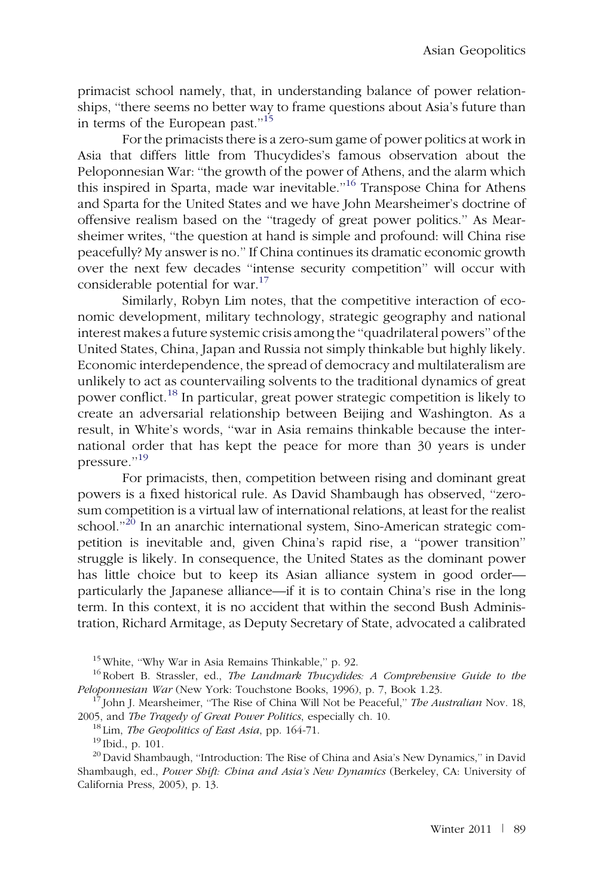primacist school namely, that, in understanding balance of power relationships, "there seems no better way to frame questions about Asia's future than in terms of the European past."[15]

For the primacists there is a zero-sum game of power politics at work in Asia that differs little from Thucydides's famous observation about the Peloponnesian War: "the growth of the power of Athens, and the alarm which this inspired in Sparta, made war inevitable."[16] Transpose China for Athens and Sparta for the United States and we have John Mearsheimer's doctrine of offensive realism based on the "tragedy of great power politics." As Mearsheimer writes, "the question at hand is simple and profound: will China rise peacefully? My answer is no." If China continues its dramatic economic growth over the next few decades "intense security competition" will occur with considerable potential for war.[17]

Similarly, Robyn Lim notes, that the competitive interaction of economic development, military technology, strategic geography and national interest makes a future systemic crisis among the "quadrilateral powers" of the United States, China, Japan and Russia not simply thinkable but highly likely. Economic interdependence, the spread of democracy and multilateralism are unlikely to act as countervailing solvents to the traditional dynamics of great power conflict.[18] In particular, great power strategic competition is likely to create an adversarial relationship between Beijing and Washington. As a result, in White's words, "war in Asia remains thinkable because the international order that has kept the peace for more than 30 years is under pressure."[19]

For primacists, then, competition between rising and dominant great powers is a fixed historical rule. As David Shambaugh has observed, "zero-sum competition is a virtual law of international relations, at least for the realist school."[20] In an anarchic international system, Sino-American strategic competition is inevitable and, given China's rapid rise, a "power transition" struggle is likely. In consequence, the United States as the dominant power has little choice but to keep its Asian alliance system in good order—particularly the Japanese alliance—if it is to contain China's rise in the long term. In this context, it is no accident that within the second Bush Administration, Richard Armitage, as Deputy Secretary of State, advocated a calibrated

[15] White, "Why War in Asia Remains Thinkable," p. 92.

[16] Robert B. Strassler, ed., *The Landmark Thucydides: A Comprehensive Guide to the Peloponnesian War* (New York: Touchstone Books, 1996), p. 7, Book 1.23.

[17] John J. Mearsheimer, "The Rise of China Will Not be Peaceful," *The Australian* Nov. 18, 2005, and *The Tragedy of Great Power Politics*, especially ch. 10.

[18] Lim, *The Geopolitics of East Asia*, pp. 164-71.

[19] Ibid., p. 101.

[20] David Shambaugh, "Introduction: The Rise of China and Asia's New Dynamics," in David Shambaugh, ed., *Power Shift: China and Asia's New Dynamics* (Berkeley, CA: University of California Press, 2005), p. 13.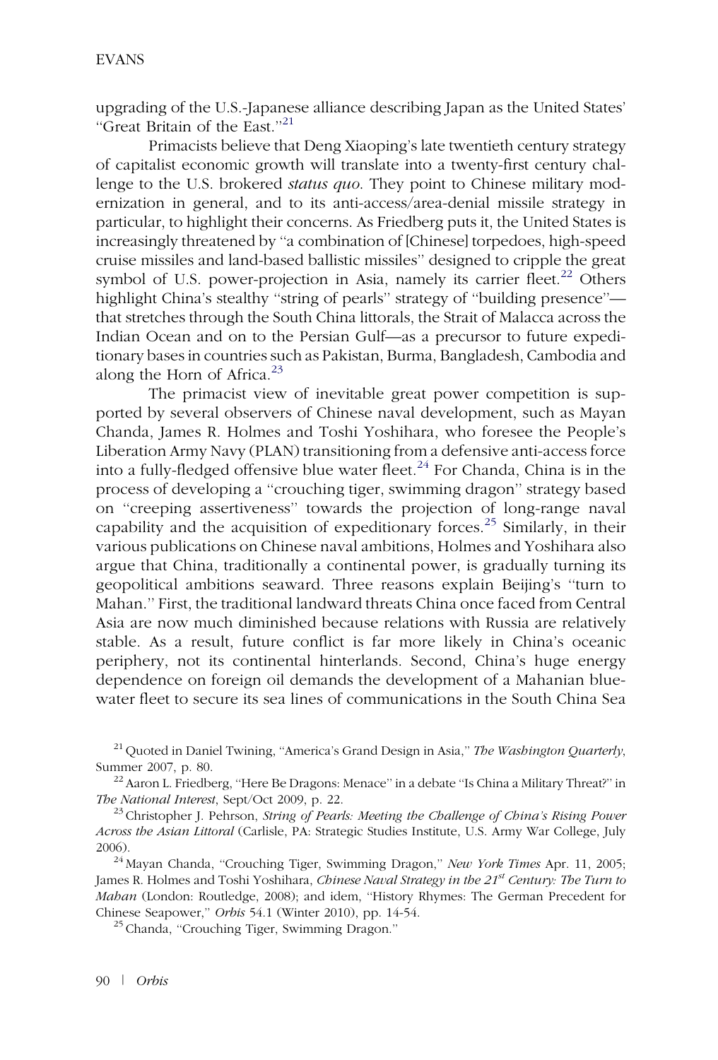upgrading of the U.S.-Japanese alliance describing Japan as the United States' "Great Britain of the East."[21]

Primacists believe that Deng Xiaoping's late twentieth century strategy of capitalist economic growth will translate into a twenty-first century challenge to the U.S. brokered *status quo*. They point to Chinese military modernization in general, and to its anti-access/area-denial missile strategy in particular, to highlight their concerns. As Friedberg puts it, the United States is increasingly threatened by "a combination of [Chinese] torpedoes, high-speed cruise missiles and land-based ballistic missiles" designed to cripple the great symbol of U.S. power-projection in Asia, namely its carrier fleet.[22] Others highlight China's stealthy "string of pearls" strategy of "building presence"—that stretches through the South China littorals, the Strait of Malacca across the Indian Ocean and on to the Persian Gulf—as a precursor to future expeditionary bases in countries such as Pakistan, Burma, Bangladesh, Cambodia and along the Horn of Africa.[23]

The primacist view of inevitable great power competition is supported by several observers of Chinese naval development, such as Mayan Chanda, James R. Holmes and Toshi Yoshihara, who foresee the People's Liberation Army Navy (PLAN) transitioning from a defensive anti-access force into a fully-fledged offensive blue water fleet.[24] For Chanda, China is in the process of developing a "crouching tiger, swimming dragon" strategy based on "creeping assertiveness" towards the projection of long-range naval capability and the acquisition of expeditionary forces.[25] Similarly, in their various publications on Chinese naval ambitions, Holmes and Yoshihara also argue that China, traditionally a continental power, is gradually turning its geopolitical ambitions seaward. Three reasons explain Beijing's "turn to Mahan." First, the traditional landward threats China once faced from Central Asia are now much diminished because relations with Russia are relatively stable. As a result, future conflict is far more likely in China's oceanic periphery, not its continental hinterlands. Second, China's huge energy dependence on foreign oil demands the development of a Mahanian blue-water fleet to secure its sea lines of communications in the South China Sea

[21] Quoted in Daniel Twining, "America's Grand Design in Asia," *The Washington Quarterly*, Summer 2007, p. 80.

[22] Aaron L. Friedberg, "Here Be Dragons: Menace" in a debate "Is China a Military Threat?" in *The National Interest*, Sept/Oct 2009, p. 22.

[23] Christopher J. Pehrson, *String of Pearls: Meeting the Challenge of China's Rising Power Across the Asian Littoral* (Carlisle, PA: Strategic Studies Institute, U.S. Army War College, July 2006).

[24] Mayan Chanda, "Crouching Tiger, Swimming Dragon," *New York Times* Apr. 11, 2005; James R. Holmes and Toshi Yoshihara, *Chinese Naval Strategy in the 21st Century: The Turn to Mahan* (London: Routledge, 2008); and idem, "History Rhymes: The German Precedent for Chinese Seapower," *Orbis* 54.1 (Winter 2010), pp. 14-54.

[25] Chanda, "Crouching Tiger, Swimming Dragon."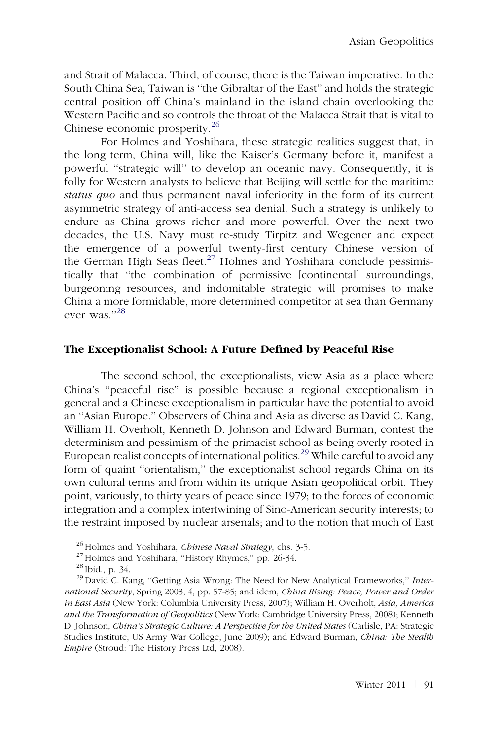and Strait of Malacca. Third, of course, there is the Taiwan imperative. In the South China Sea, Taiwan is "the Gibraltar of the East" and holds the strategic central position off China's mainland in the island chain overlooking the Western Pacific and so controls the throat of the Malacca Strait that is vital to Chinese economic prosperity.[26]

For Holmes and Yoshihara, these strategic realities suggest that, in the long term, China will, like the Kaiser's Germany before it, manifest a powerful "strategic will" to develop an oceanic navy. Consequently, it is folly for Western analysts to believe that Beijing will settle for the maritime *status quo* and thus permanent naval inferiority in the form of its current asymmetric strategy of anti-access sea denial. Such a strategy is unlikely to endure as China grows richer and more powerful. Over the next two decades, the U.S. Navy must re-study Tirpitz and Wegener and expect the emergence of a powerful twenty-first century Chinese version of the German High Seas fleet.[27] Holmes and Yoshihara conclude pessimistically that "the combination of permissive [continental] surroundings, burgeoning resources, and indomitable strategic will promises to make China a more formidable, more determined competitor at sea than Germany ever was."[28]

### The Exceptionalist School: A Future Defined by Peaceful Rise

The second school, the exceptionalists, view Asia as a place where China's "peaceful rise" is possible because a regional exceptionalism in general and a Chinese exceptionalism in particular have the potential to avoid an "Asian Europe." Observers of China and Asia as diverse as David C. Kang, William H. Overholt, Kenneth D. Johnson and Edward Burman, contest the determinism and pessimism of the primacist school as being overly rooted in European realist concepts of international politics.[29] While careful to avoid any form of quaint "orientalism," the exceptionalist school regards China on its own cultural terms and from within its unique Asian geopolitical orbit. They point, variously, to thirty years of peace since 1979; to the forces of economic integration and a complex intertwining of Sino-American security interests; to the restraint imposed by nuclear arsenals; and to the notion that much of East

[26] Holmes and Yoshihara, *Chinese Naval Strategy*, chs. 3-5.

[27] Holmes and Yoshihara, "History Rhymes," pp. 26-34.

[28] Ibid., p. 34.

[29] David C. Kang, "Getting Asia Wrong: The Need for New Analytical Frameworks," *International Security*, Spring 2003, 4, pp. 57-85; and idem, *China Rising: Peace, Power and Order in East Asia* (New York: Columbia University Press, 2007); William H. Overholt, *Asia, America and the Transformation of Geopolitics* (New York: Cambridge University Press, 2008); Kenneth D. Johnson, *China's Strategic Culture: A Perspective for the United States* (Carlisle, PA: Strategic Studies Institute, US Army War College, June 2009); and Edward Burman, *China: The Stealth Empire* (Stroud: The History Press Ltd, 2008).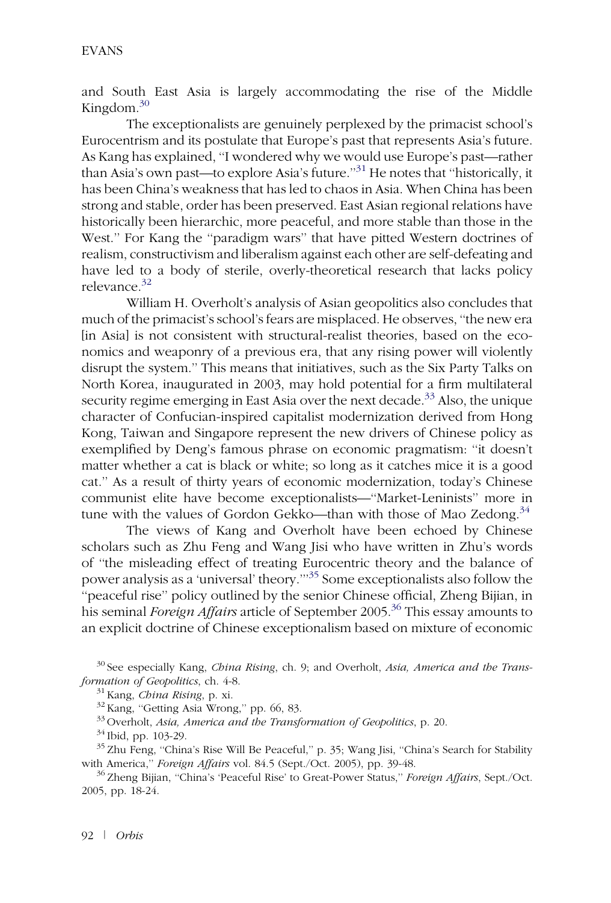and South East Asia is largely accommodating the rise of the Middle Kingdom.[30]

The exceptionalists are genuinely perplexed by the primacist school's Eurocentrism and its postulate that Europe's past that represents Asia's future. As Kang has explained, "I wondered why we would use Europe's past—rather than Asia's own past—to explore Asia's future."[31] He notes that "historically, it has been China's weakness that has led to chaos in Asia. When China has been strong and stable, order has been preserved. East Asian regional relations have historically been hierarchic, more peaceful, and more stable than those in the West." For Kang the "paradigm wars" that have pitted Western doctrines of realism, constructivism and liberalism against each other are self-defeating and have led to a body of sterile, overly-theoretical research that lacks policy relevance.[32]

William H. Overholt's analysis of Asian geopolitics also concludes that much of the primacist's school's fears are misplaced. He observes, "the new era [in Asia] is not consistent with structural-realist theories, based on the economics and weaponry of a previous era, that any rising power will violently disrupt the system." This means that initiatives, such as the Six Party Talks on North Korea, inaugurated in 2003, may hold potential for a firm multilateral security regime emerging in East Asia over the next decade.[33] Also, the unique character of Confucian-inspired capitalist modernization derived from Hong Kong, Taiwan and Singapore represent the new drivers of Chinese policy as exemplified by Deng's famous phrase on economic pragmatism: "it doesn't matter whether a cat is black or white; so long as it catches mice it is a good cat." As a result of thirty years of economic modernization, today's Chinese communist elite have become exceptionalists—"Market-Leninists" more in tune with the values of Gordon Gekko—than with those of Mao Zedong.[34]

The views of Kang and Overholt have been echoed by Chinese scholars such as Zhu Feng and Wang Jisi who have written in Zhu's words of "the misleading effect of treating Eurocentric theory and the balance of power analysis as a 'universal' theory.'"[35] Some exceptionalists also follow the "peaceful rise" policy outlined by the senior Chinese official, Zheng Bijian, in his seminal *Foreign Affairs* article of September 2005.[36] This essay amounts to an explicit doctrine of Chinese exceptionalism based on mixture of economic

[30] See especially Kang, *China Rising*, ch. 9; and Overholt, *Asia, America and the Transformation of Geopolitics*, ch. 4-8.

[31] Kang, *China Rising*, p. xi.

[32] Kang, "Getting Asia Wrong," pp. 66, 83.

[33] Overholt, *Asia, America and the Transformation of Geopolitics*, p. 20.

[34] Ibid, pp. 103-29.

[35] Zhu Feng, "China's Rise Will Be Peaceful," p. 35; Wang Jisi, "China's Search for Stability with America," *Foreign Affairs* vol. 84.5 (Sept./Oct. 2005), pp. 39-48.

[36] Zheng Bijian, "China's 'Peaceful Rise' to Great-Power Status," *Foreign Affairs*, Sept./Oct. 2005, pp. 18-24.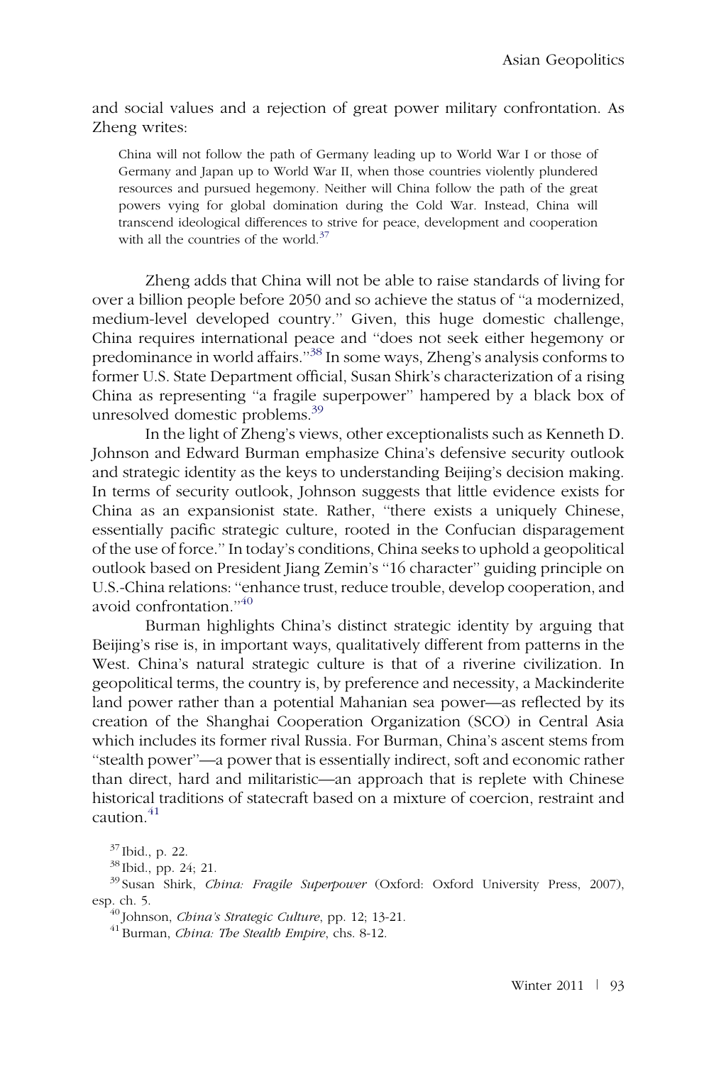and social values and a rejection of great power military confrontation. As Zheng writes:

> China will not follow the path of Germany leading up to World War I or those of Germany and Japan up to World War II, when those countries violently plundered resources and pursued hegemony. Neither will China follow the path of the great powers vying for global domination during the Cold War. Instead, China will transcend ideological differences to strive for peace, development and cooperation with all the countries of the world.[37]

Zheng adds that China will not be able to raise standards of living for over a billion people before 2050 and so achieve the status of "a modernized, medium-level developed country." Given, this huge domestic challenge, China requires international peace and "does not seek either hegemony or predominance in world affairs."[38] In some ways, Zheng's analysis conforms to former U.S. State Department official, Susan Shirk's characterization of a rising China as representing "a fragile superpower" hampered by a black box of unresolved domestic problems.[39]

In the light of Zheng's views, other exceptionalists such as Kenneth D. Johnson and Edward Burman emphasize China's defensive security outlook and strategic identity as the keys to understanding Beijing's decision making. In terms of security outlook, Johnson suggests that little evidence exists for China as an expansionist state. Rather, "there exists a uniquely Chinese, essentially pacific strategic culture, rooted in the Confucian disparagement of the use of force." In today's conditions, China seeks to uphold a geopolitical outlook based on President Jiang Zemin's "16 character" guiding principle on U.S.-China relations: "enhance trust, reduce trouble, develop cooperation, and avoid confrontation."[40]

Burman highlights China's distinct strategic identity by arguing that Beijing's rise is, in important ways, qualitatively different from patterns in the West. China's natural strategic culture is that of a riverine civilization. In geopolitical terms, the country is, by preference and necessity, a Mackinderite land power rather than a potential Mahanian sea power—as reflected by its creation of the Shanghai Cooperation Organization (SCO) in Central Asia which includes its former rival Russia. For Burman, China's ascent stems from "stealth power"—a power that is essentially indirect, soft and economic rather than direct, hard and militaristic—an approach that is replete with Chinese historical traditions of statecraft based on a mixture of coercion, restraint and caution.[41]

[37] Ibid., p. 22.

[38] Ibid., pp. 24; 21.

[39] Susan Shirk, *China: Fragile Superpower* (Oxford: Oxford University Press, 2007), esp. ch. 5.

[40] Johnson, *China's Strategic Culture*, pp. 12; 13-21.

[41] Burman, *China: The Stealth Empire*, chs. 8-12.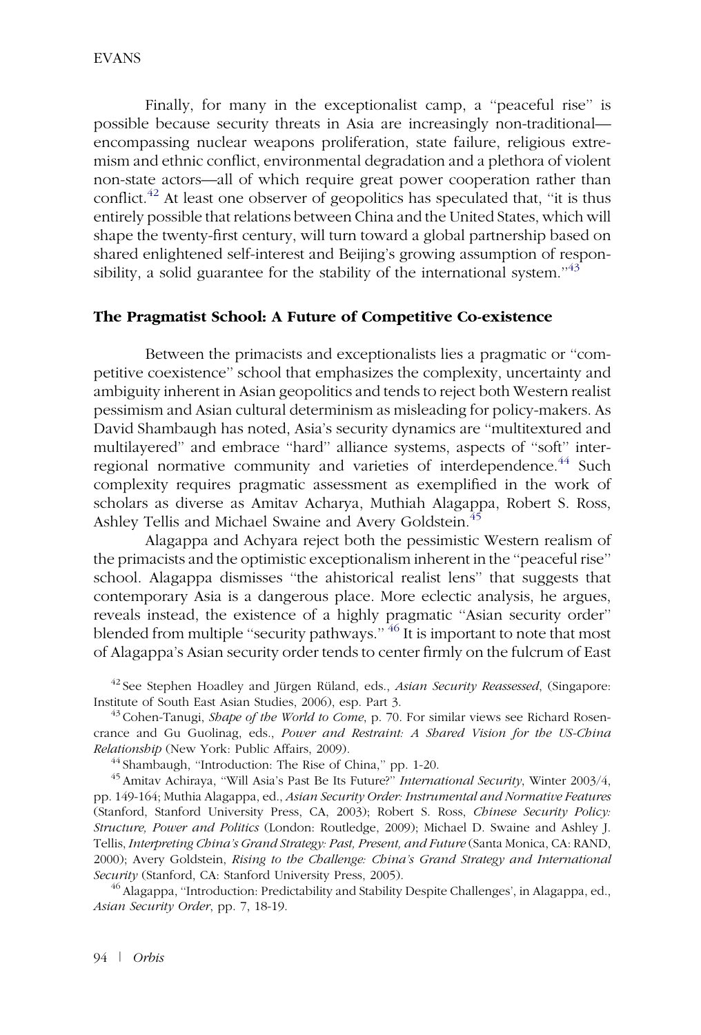Finally, for many in the exceptionalist camp, a ''peaceful rise'' is possible because security threats in Asia are increasingly non-traditional—encompassing nuclear weapons proliferation, state failure, religious extremism and ethnic conflict, environmental degradation and a plethora of violent non-state actors—all of which require great power cooperation rather than conflict.[42] At least one observer of geopolitics has speculated that, ''it is thus entirely possible that relations between China and the United States, which will shape the twenty-first century, will turn toward a global partnership based on shared enlightened self-interest and Beijing's growing assumption of responsibility, a solid guarantee for the stability of the international system.''[43]

### The Pragmatist School: A Future of Competitive Co-existence

Between the primacists and exceptionalists lies a pragmatic or ''competitive coexistence'' school that emphasizes the complexity, uncertainty and ambiguity inherent in Asian geopolitics and tends to reject both Western realist pessimism and Asian cultural determinism as misleading for policy-makers. As David Shambaugh has noted, Asia's security dynamics are ''multitextured and multilayered'' and embrace ''hard'' alliance systems, aspects of ''soft'' inter-regional normative community and varieties of interdependence.[44] Such complexity requires pragmatic assessment as exemplified in the work of scholars as diverse as Amitav Acharya, Muthiah Alagappa, Robert S. Ross, Ashley Tellis and Michael Swaine and Avery Goldstein.[45]

Alagappa and Achyara reject both the pessimistic Western realism of the primacists and the optimistic exceptionalism inherent in the ''peaceful rise'' school. Alagappa dismisses ''the ahistorical realist lens'' that suggests that contemporary Asia is a dangerous place. More eclectic analysis, he argues, reveals instead, the existence of a highly pragmatic ''Asian security order'' blended from multiple ''security pathways.'' [46] It is important to note that most of Alagappa's Asian security order tends to center firmly on the fulcrum of East

[42] See Stephen Hoadley and Jürgen Rüland, eds., *Asian Security Reassessed*, (Singapore: Institute of South East Asian Studies, 2006), esp. Part 3.

[43] Cohen-Tanugi, *Shape of the World to Come*, p. 70. For similar views see Richard Rosencrance and Gu Guolinag, eds., *Power and Restraint: A Shared Vision for the US-China Relationship* (New York: Public Affairs, 2009).

[44] Shambaugh, ''Introduction: The Rise of China,'' pp. 1-20.

[45] Amitav Achiraya, ''Will Asia's Past Be Its Future?'' *International Security*, Winter 2003/4, pp. 149-164; Muthia Alagappa, ed., *Asian Security Order: Instrumental and Normative Features* (Stanford, Stanford University Press, CA, 2003); Robert S. Ross, *Chinese Security Policy: Structure, Power and Politics* (London: Routledge, 2009); Michael D. Swaine and Ashley J. Tellis, *Interpreting China's Grand Strategy: Past, Present, and Future* (Santa Monica, CA: RAND, 2000); Avery Goldstein, *Rising to the Challenge: China's Grand Strategy and International Security* (Stanford, CA: Stanford University Press, 2005).

[46] Alagappa, ''Introduction: Predictability and Stability Despite Challenges', in Alagappa, ed., *Asian Security Order*, pp. 7, 18-19.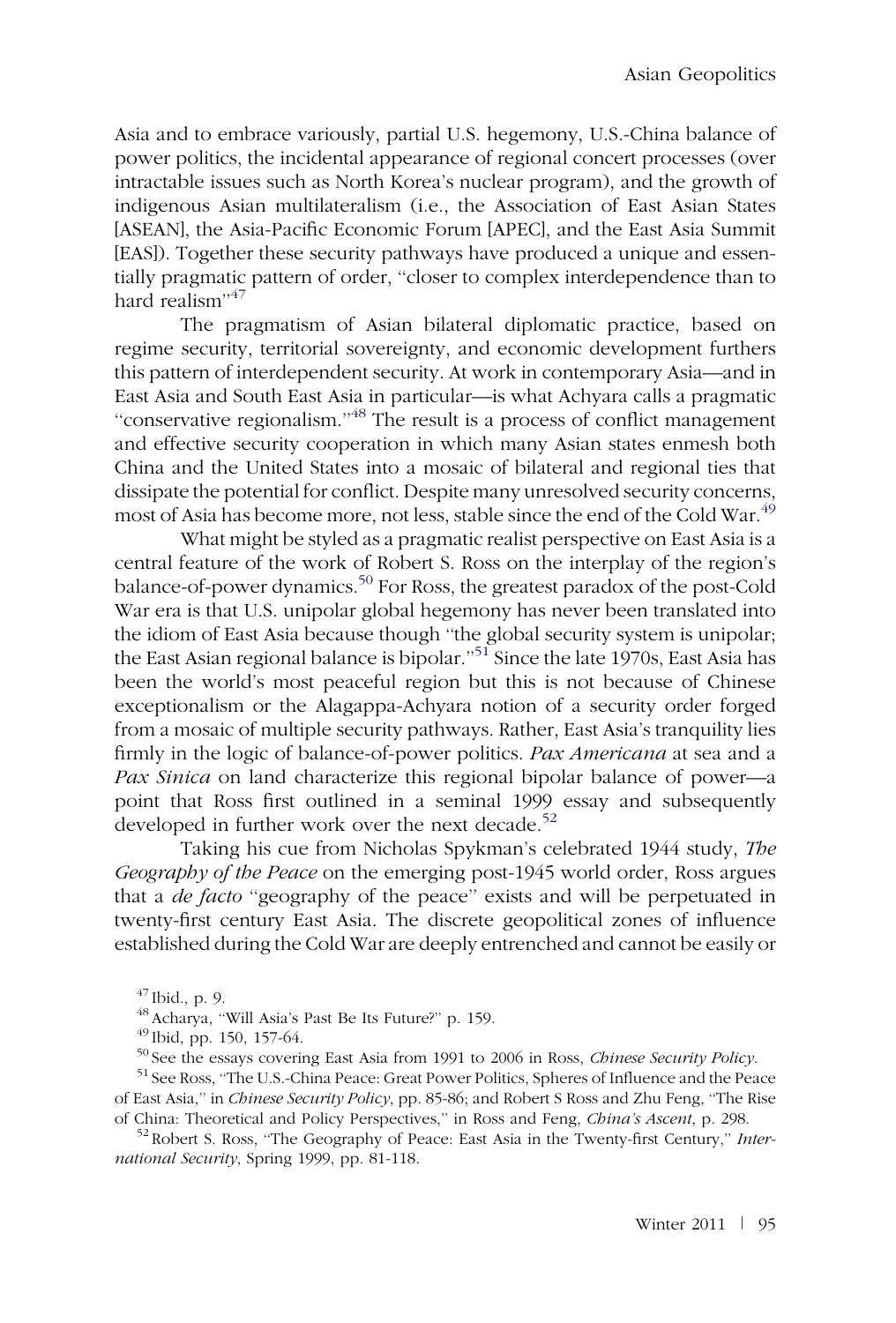Asia and to embrace variously, partial U.S. hegemony, U.S.-China balance of power politics, the incidental appearance of regional concert processes (over intractable issues such as North Korea's nuclear program), and the growth of indigenous Asian multilateralism (i.e., the Association of East Asian States [ASEAN], the Asia-Pacific Economic Forum [APEC], and the East Asia Summit [EAS]). Together these security pathways have produced a unique and essentially pragmatic pattern of order, ''closer to complex interdependence than to hard realism''[47]

The pragmatism of Asian bilateral diplomatic practice, based on regime security, territorial sovereignty, and economic development furthers this pattern of interdependent security. At work in contemporary Asia—and in East Asia and South East Asia in particular—is what Achyara calls a pragmatic ''conservative regionalism.''[48] The result is a process of conflict management and effective security cooperation in which many Asian states enmesh both China and the United States into a mosaic of bilateral and regional ties that dissipate the potential for conflict. Despite many unresolved security concerns, most of Asia has become more, not less, stable since the end of the Cold War.[49]

What might be styled as a pragmatic realist perspective on East Asia is a central feature of the work of Robert S. Ross on the interplay of the region's balance-of-power dynamics.[50] For Ross, the greatest paradox of the post-Cold War era is that U.S. unipolar global hegemony has never been translated into the idiom of East Asia because though ''the global security system is unipolar; the East Asian regional balance is bipolar.''[51] Since the late 1970s, East Asia has been the world's most peaceful region but this is not because of Chinese exceptionalism or the Alagappa-Achyara notion of a security order forged from a mosaic of multiple security pathways. Rather, East Asia's tranquility lies firmly in the logic of balance-of-power politics. *Pax Americana* at sea and a *Pax Sinica* on land characterize this regional bipolar balance of power—a point that Ross first outlined in a seminal 1999 essay and subsequently developed in further work over the next decade.[52]

Taking his cue from Nicholas Spykman's celebrated 1944 study, *The Geography of the Peace* on the emerging post-1945 world order, Ross argues that a *de facto* ''geography of the peace'' exists and will be perpetuated in twenty-first century East Asia. The discrete geopolitical zones of influence established during the Cold War are deeply entrenched and cannot be easily or

[47] Ibid., p. 9.

[48] Acharya, ''Will Asia's Past Be Its Future?'' p. 159.

[49] Ibid, pp. 150, 157-64.

[50] See the essays covering East Asia from 1991 to 2006 in Ross, *Chinese Security Policy*.

[51] See Ross, ''The U.S.-China Peace: Great Power Politics, Spheres of Influence and the Peace of East Asia,'' in *Chinese Security Policy*, pp. 85-86; and Robert S Ross and Zhu Feng, ''The Rise of China: Theoretical and Policy Perspectives,'' in Ross and Feng, *China's Ascent*, p. 298.

[52] Robert S. Ross, ''The Geography of Peace: East Asia in the Twenty-first Century,'' *International Security*, Spring 1999, pp. 81-118.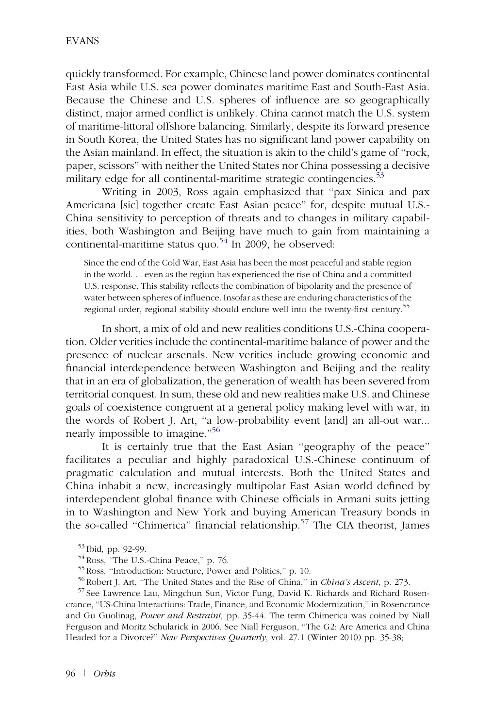quickly transformed. For example, Chinese land power dominates continental East Asia while U.S. sea power dominates maritime East and South-East Asia. Because the Chinese and U.S. spheres of influence are so geographically distinct, major armed conflict is unlikely. China cannot match the U.S. system of maritime-littoral offshore balancing. Similarly, despite its forward presence in South Korea, the United States has no significant land power capability on the Asian mainland. In effect, the situation is akin to the child's game of ''rock, paper, scissors'' with neither the United States nor China possessing a decisive military edge for all continental-maritime strategic contingencies.[53]

Writing in 2003, Ross again emphasized that ''pax Sinica and pax Americana [sic] together create East Asian peace'' for, despite mutual U.S.-China sensitivity to perception of threats and to changes in military capabilities, both Washington and Beijing have much to gain from maintaining a continental-maritime status quo.[54] In 2009, he observed:

> Since the end of the Cold War, East Asia has been the most peaceful and stable region in the world. . . even as the region has experienced the rise of China and a committed U.S. response. This stability reflects the combination of bipolarity and the presence of water between spheres of influence. Insofar as these are enduring characteristics of the regional order, regional stability should endure well into the twenty-first century.[55]

In short, a mix of old and new realities conditions U.S.-China cooperation. Older verities include the continental-maritime balance of power and the presence of nuclear arsenals. New verities include growing economic and financial interdependence between Washington and Beijing and the reality that in an era of globalization, the generation of wealth has been severed from territorial conquest. In sum, these old and new realities make U.S. and Chinese goals of coexistence congruent at a general policy making level with war, in the words of Robert J. Art, ''a low-probability event [and] an all-out war... nearly impossible to imagine.''[56]

It is certainly true that the East Asian ''geography of the peace'' facilitates a peculiar and highly paradoxical U.S.-Chinese continuum of pragmatic calculation and mutual interests. Both the United States and China inhabit a new, increasingly multipolar East Asian world defined by interdependent global finance with Chinese officials in Armani suits jetting in to Washington and New York and buying American Treasury bonds in the so-called ''Chimerica'' financial relationship.[57] The CIA theorist, James

[53] Ibid, pp. 92-99.

[54] Ross, ''The U.S.-China Peace,'' p. 76.

[55] Ross, ''Introduction: Structure, Power and Politics,'' p. 10.

[56] Robert J. Art, ''The United States and the Rise of China,'' in *China's Ascent*, p. 273.

[57] See Lawrence Lau, Mingchun Sun, Victor Fung, David K. Richards and Richard Rosencrance, ''US-China Interactions: Trade, Finance, and Economic Modernization,'' in Rosencrance and Gu Guolinag, *Power and Restraint,* pp. 35-44. The term Chimerica was coined by Niall Ferguson and Moritz Schularick in 2006. See Niall Ferguson, ''The G2: Are America and China Headed for a Divorce?'' *New Perspectives Quarterly*, vol. 27.1 (Winter 2010) pp. 35-38;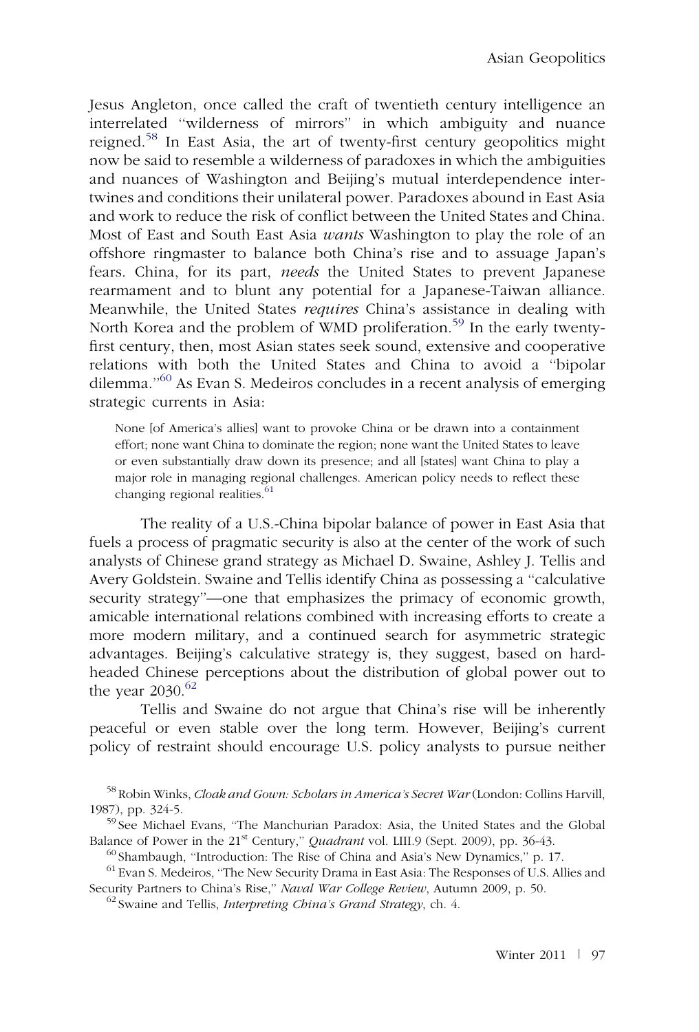Jesus Angleton, once called the craft of twentieth century intelligence an interrelated "wilderness of mirrors" in which ambiguity and nuance reigned.[58] In East Asia, the art of twenty-first century geopolitics might now be said to resemble a wilderness of paradoxes in which the ambiguities and nuances of Washington and Beijing's mutual interdependence intertwines and conditions their unilateral power. Paradoxes abound in East Asia and work to reduce the risk of conflict between the United States and China. Most of East and South East Asia *wants* Washington to play the role of an offshore ringmaster to balance both China's rise and to assuage Japan's fears. China, for its part, *needs* the United States to prevent Japanese rearmament and to blunt any potential for a Japanese-Taiwan alliance. Meanwhile, the United States *requires* China's assistance in dealing with North Korea and the problem of WMD proliferation.[59] In the early twenty-first century, then, most Asian states seek sound, extensive and cooperative relations with both the United States and China to avoid a "bipolar dilemma."[60] As Evan S. Medeiros concludes in a recent analysis of emerging strategic currents in Asia:

> None [of America's allies] want to provoke China or be drawn into a containment effort; none want China to dominate the region; none want the United States to leave or even substantially draw down its presence; and all [states] want China to play a major role in managing regional challenges. American policy needs to reflect these changing regional realities.[61]

The reality of a U.S.-China bipolar balance of power in East Asia that fuels a process of pragmatic security is also at the center of the work of such analysts of Chinese grand strategy as Michael D. Swaine, Ashley J. Tellis and Avery Goldstein. Swaine and Tellis identify China as possessing a "calculative security strategy"—one that emphasizes the primacy of economic growth, amicable international relations combined with increasing efforts to create a more modern military, and a continued search for asymmetric strategic advantages. Beijing's calculative strategy is, they suggest, based on hard-headed Chinese perceptions about the distribution of global power out to the year 2030.[62]

Tellis and Swaine do not argue that China's rise will be inherently peaceful or even stable over the long term. However, Beijing's current policy of restraint should encourage U.S. policy analysts to pursue neither

---

[58] Robin Winks, *Cloak and Gown: Scholars in America's Secret War* (London: Collins Harvill, 1987), pp. 324-5.

[59] See Michael Evans, "The Manchurian Paradox: Asia, the United States and the Global Balance of Power in the 21st Century," *Quadrant* vol. LIII.9 (Sept. 2009), pp. 36-43.

[60] Shambaugh, "Introduction: The Rise of China and Asia's New Dynamics," p. 17.

[61] Evan S. Medeiros, "The New Security Drama in East Asia: The Responses of U.S. Allies and Security Partners to China's Rise," *Naval War College Review*, Autumn 2009, p. 50.

[62] Swaine and Tellis, *Interpreting China's Grand Strategy*, ch. 4.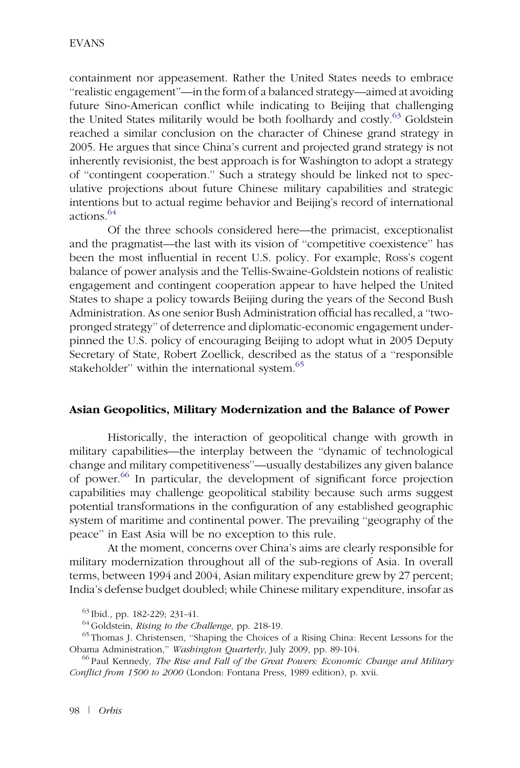containment nor appeasement. Rather the United States needs to embrace ''realistic engagement''—in the form of a balanced strategy—aimed at avoiding future Sino-American conflict while indicating to Beijing that challenging the United States militarily would be both foolhardy and costly.[63] Goldstein reached a similar conclusion on the character of Chinese grand strategy in 2005. He argues that since China's current and projected grand strategy is not inherently revisionist, the best approach is for Washington to adopt a strategy of ''contingent cooperation.'' Such a strategy should be linked not to speculative projections about future Chinese military capabilities and strategic intentions but to actual regime behavior and Beijing's record of international actions.[64]

Of the three schools considered here—the primacist, exceptionalist and the pragmatist—the last with its vision of ''competitive coexistence'' has been the most influential in recent U.S. policy. For example, Ross's cogent balance of power analysis and the Tellis-Swaine-Goldstein notions of realistic engagement and contingent cooperation appear to have helped the United States to shape a policy towards Beijing during the years of the Second Bush Administration. As one senior Bush Administration official has recalled, a ''two-pronged strategy'' of deterrence and diplomatic-economic engagement underpinned the U.S. policy of encouraging Beijing to adopt what in 2005 Deputy Secretary of State, Robert Zoellick, described as the status of a ''responsible stakeholder'' within the international system.[65]

## Asian Geopolitics, Military Modernization and the Balance of Power

Historically, the interaction of geopolitical change with growth in military capabilities—the interplay between the ''dynamic of technological change and military competitiveness''—usually destabilizes any given balance of power.[66] In particular, the development of significant force projection capabilities may challenge geopolitical stability because such arms suggest potential transformations in the configuration of any established geographic system of maritime and continental power. The prevailing ''geography of the peace'' in East Asia will be no exception to this rule.

At the moment, concerns over China's aims are clearly responsible for military modernization throughout all of the sub-regions of Asia. In overall terms, between 1994 and 2004, Asian military expenditure grew by 27 percent; India's defense budget doubled; while Chinese military expenditure, insofar as

[63] Ibid., pp. 182-229; 231-41.

[64] Goldstein, *Rising to the Challenge*, pp. 218-19.

[65] Thomas J. Christensen, ''Shaping the Choices of a Rising China: Recent Lessons for the Obama Administration,'' *Washington Quarterly*, July 2009, pp. 89-104.

[66] Paul Kennedy, *The Rise and Fall of the Great Powers: Economic Change and Military Conflict from 1500 to 2000* (London: Fontana Press, 1989 edition), p. xvii.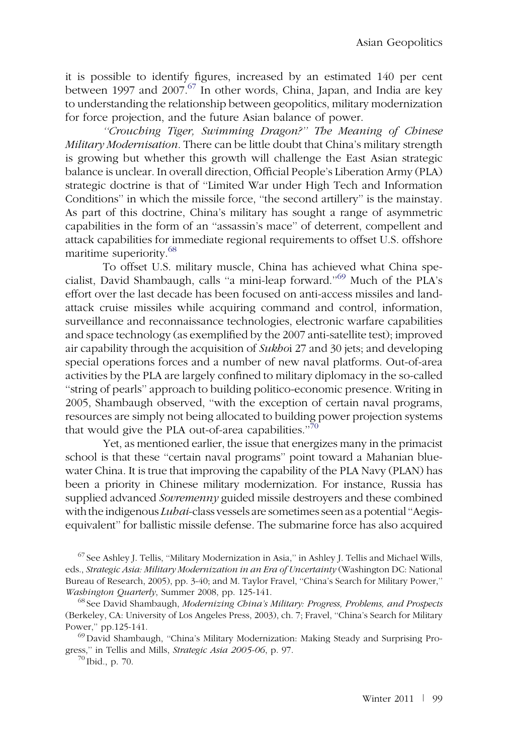it is possible to identify figures, increased by an estimated 140 per cent between 1997 and 2007.[67] In other words, China, Japan, and India are key to understanding the relationship between geopolitics, military modernization for force projection, and the future Asian balance of power.

*"Crouching Tiger, Swimming Dragon?" The Meaning of Chinese Military Modernisation*. There can be little doubt that China's military strength is growing but whether this growth will challenge the East Asian strategic balance is unclear. In overall direction, Official People's Liberation Army (PLA) strategic doctrine is that of "Limited War under High Tech and Information Conditions" in which the missile force, "the second artillery" is the mainstay. As part of this doctrine, China's military has sought a range of asymmetric capabilities in the form of an "assassin's mace" of deterrent, compellent and attack capabilities for immediate regional requirements to offset U.S. offshore maritime superiority.[68]

To offset U.S. military muscle, China has achieved what China specialist, David Shambaugh, calls "a mini-leap forward."[69] Much of the PLA's effort over the last decade has been focused on anti-access missiles and land-attack cruise missiles while acquiring command and control, information, surveillance and reconnaissance technologies, electronic warfare capabilities and space technology (as exemplified by the 2007 anti-satellite test); improved air capability through the acquisition of *Sukho*i 27 and 30 jets; and developing special operations forces and a number of new naval platforms. Out-of-area activities by the PLA are largely confined to military diplomacy in the so-called "string of pearls" approach to building politico-economic presence. Writing in 2005, Shambaugh observed, "with the exception of certain naval programs, resources are simply not being allocated to building power projection systems that would give the PLA out-of-area capabilities."[70]

Yet, as mentioned earlier, the issue that energizes many in the primacist school is that these "certain naval programs" point toward a Mahanian blue-water China. It is true that improving the capability of the PLA Navy (PLAN) has been a priority in Chinese military modernization. For instance, Russia has supplied advanced *Sovremenny* guided missile destroyers and these combined with the indigenous *Luhai*-class vessels are sometimes seen as a potential "Aegis-equivalent" for ballistic missile defense. The submarine force has also acquired

[67] See Ashley J. Tellis, "Military Modernization in Asia," in Ashley J. Tellis and Michael Wills, eds., *Strategic Asia: Military Modernization in an Era of Uncertainty* (Washington DC: National Bureau of Research, 2005), pp. 3-40; and M. Taylor Fravel, "China's Search for Military Power," *Washington Quarterly*, Summer 2008, pp. 125-141.

[68] See David Shambaugh, *Modernizing China's Military: Progress, Problems, and Prospects* (Berkeley, CA: University of Los Angeles Press, 2003), ch. 7; Fravel, "China's Search for Military Power," pp.125-141.

[69] David Shambaugh, "China's Military Modernization: Making Steady and Surprising Progress," in Tellis and Mills, *Strategic Asia 2005-06*, p. 97.

[70] Ibid., p. 70.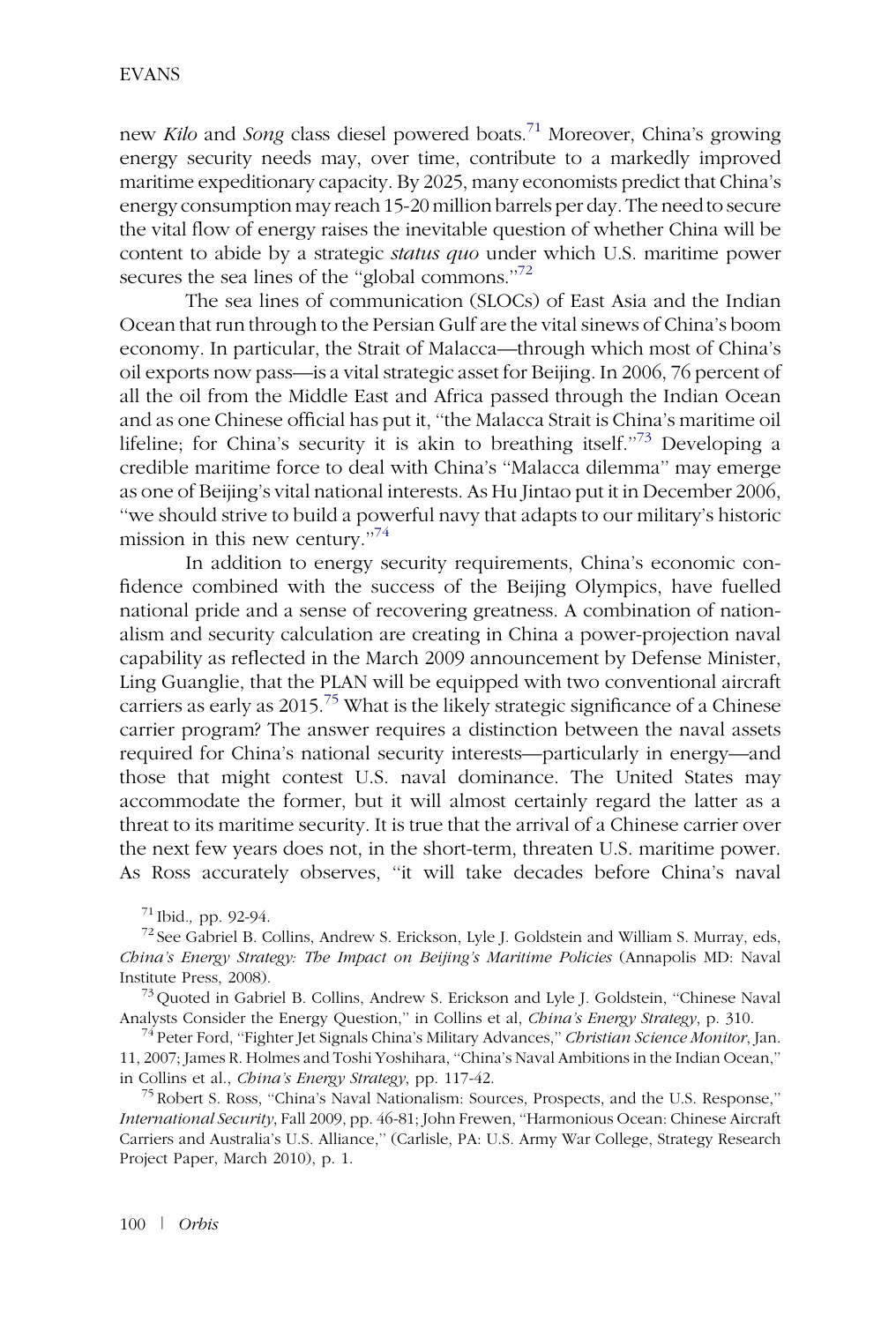new *Kilo* and *Song* class diesel powered boats.[71] Moreover, China's growing energy security needs may, over time, contribute to a markedly improved maritime expeditionary capacity. By 2025, many economists predict that China's energy consumption may reach 15-20 million barrels per day. The need to secure the vital flow of energy raises the inevitable question of whether China will be content to abide by a strategic *status quo* under which U.S. maritime power secures the sea lines of the ''global commons.''[72]

The sea lines of communication (SLOCs) of East Asia and the Indian Ocean that run through to the Persian Gulf are the vital sinews of China's boom economy. In particular, the Strait of Malacca—through which most of China's oil exports now pass—is a vital strategic asset for Beijing. In 2006, 76 percent of all the oil from the Middle East and Africa passed through the Indian Ocean and as one Chinese official has put it, ''the Malacca Strait is China's maritime oil lifeline; for China's security it is akin to breathing itself.''[73] Developing a credible maritime force to deal with China's ''Malacca dilemma'' may emerge as one of Beijing's vital national interests. As Hu Jintao put it in December 2006, ''we should strive to build a powerful navy that adapts to our military's historic mission in this new century.''[74]

In addition to energy security requirements, China's economic confidence combined with the success of the Beijing Olympics, have fuelled national pride and a sense of recovering greatness. A combination of nationalism and security calculation are creating in China a power-projection naval capability as reflected in the March 2009 announcement by Defense Minister, Ling Guanglie, that the PLAN will be equipped with two conventional aircraft carriers as early as 2015.[75] What is the likely strategic significance of a Chinese carrier program? The answer requires a distinction between the naval assets required for China's national security interests—particularly in energy—and those that might contest U.S. naval dominance. The United States may accommodate the former, but it will almost certainly regard the latter as a threat to its maritime security. It is true that the arrival of a Chinese carrier over the next few years does not, in the short-term, threaten U.S. maritime power. As Ross accurately observes, ''it will take decades before China's naval

[71] Ibid., pp. 92-94.

[72] See Gabriel B. Collins, Andrew S. Erickson, Lyle J. Goldstein and William S. Murray, eds, *China's Energy Strategy: The Impact on Beijing's Maritime Policies* (Annapolis MD: Naval Institute Press, 2008).

[73] Quoted in Gabriel B. Collins, Andrew S. Erickson and Lyle J. Goldstein, ''Chinese Naval Analysts Consider the Energy Question,'' in Collins et al, *China's Energy Strategy*, p. 310.

[74] Peter Ford, ''Fighter Jet Signals China's Military Advances,'' *Christian Science Monitor*, Jan. 11, 2007; James R. Holmes and Toshi Yoshihara, ''China's Naval Ambitions in the Indian Ocean,'' in Collins et al., *China's Energy Strategy*, pp. 117-42.

[75] Robert S. Ross, ''China's Naval Nationalism: Sources, Prospects, and the U.S. Response,'' *International Security*, Fall 2009, pp. 46-81; John Frewen, ''Harmonious Ocean: Chinese Aircraft Carriers and Australia's U.S. Alliance,'' (Carlisle, PA: U.S. Army War College, Strategy Research Project Paper, March 2010), p. 1.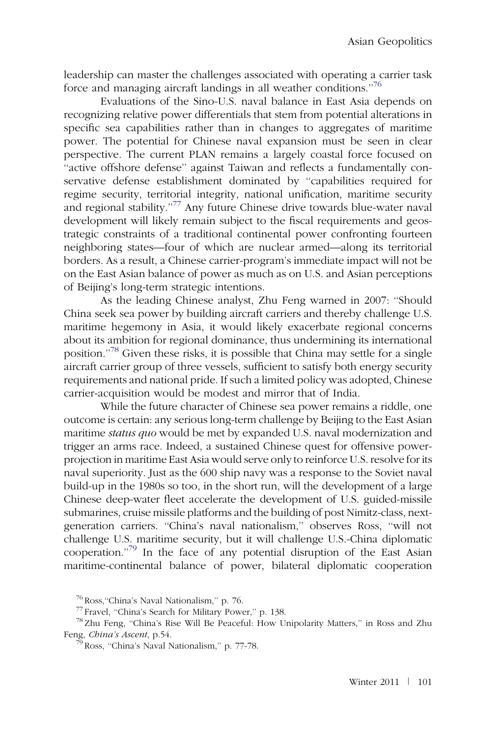leadership can master the challenges associated with operating a carrier task force and managing aircraft landings in all weather conditions."[76]

Evaluations of the Sino-U.S. naval balance in East Asia depends on recognizing relative power differentials that stem from potential alterations in specific sea capabilities rather than in changes to aggregates of maritime power. The potential for Chinese naval expansion must be seen in clear perspective. The current PLAN remains a largely coastal force focused on "active offshore defense" against Taiwan and reflects a fundamentally conservative defense establishment dominated by "capabilities required for regime security, territorial integrity, national unification, maritime security and regional stability."[77] Any future Chinese drive towards blue-water naval development will likely remain subject to the fiscal requirements and geostrategic constraints of a traditional continental power confronting fourteen neighboring states—four of which are nuclear armed—along its territorial borders. As a result, a Chinese carrier-program's immediate impact will not be on the East Asian balance of power as much as on U.S. and Asian perceptions of Beijing's long-term strategic intentions.

As the leading Chinese analyst, Zhu Feng warned in 2007: "Should China seek sea power by building aircraft carriers and thereby challenge U.S. maritime hegemony in Asia, it would likely exacerbate regional concerns about its ambition for regional dominance, thus undermining its international position."[78] Given these risks, it is possible that China may settle for a single aircraft carrier group of three vessels, sufficient to satisfy both energy security requirements and national pride. If such a limited policy was adopted, Chinese carrier-acquisition would be modest and mirror that of India.

While the future character of Chinese sea power remains a riddle, one outcome is certain: any serious long-term challenge by Beijing to the East Asian maritime *status quo* would be met by expanded U.S. naval modernization and trigger an arms race. Indeed, a sustained Chinese quest for offensive power-projection in maritime East Asia would serve only to reinforce U.S. resolve for its naval superiority. Just as the 600 ship navy was a response to the Soviet naval build-up in the 1980s so too, in the short run, will the development of a large Chinese deep-water fleet accelerate the development of U.S. guided-missile submarines, cruise missile platforms and the building of post Nimitz-class, next-generation carriers. "China's naval nationalism," observes Ross, "will not challenge U.S. maritime security, but it will challenge U.S.-China diplomatic cooperation."[79] In the face of any potential disruption of the East Asian maritime-continental balance of power, bilateral diplomatic cooperation

[76] Ross,"China's Naval Nationalism," p. 76.

[77] Fravel, "China's Search for Military Power," p. 138.

[78] Zhu Feng, "China's Rise Will Be Peaceful: How Unipolarity Matters," in Ross and Zhu Feng, *China's Ascent*, p.54.

[79] Ross, "China's Naval Nationalism," p. 77-78.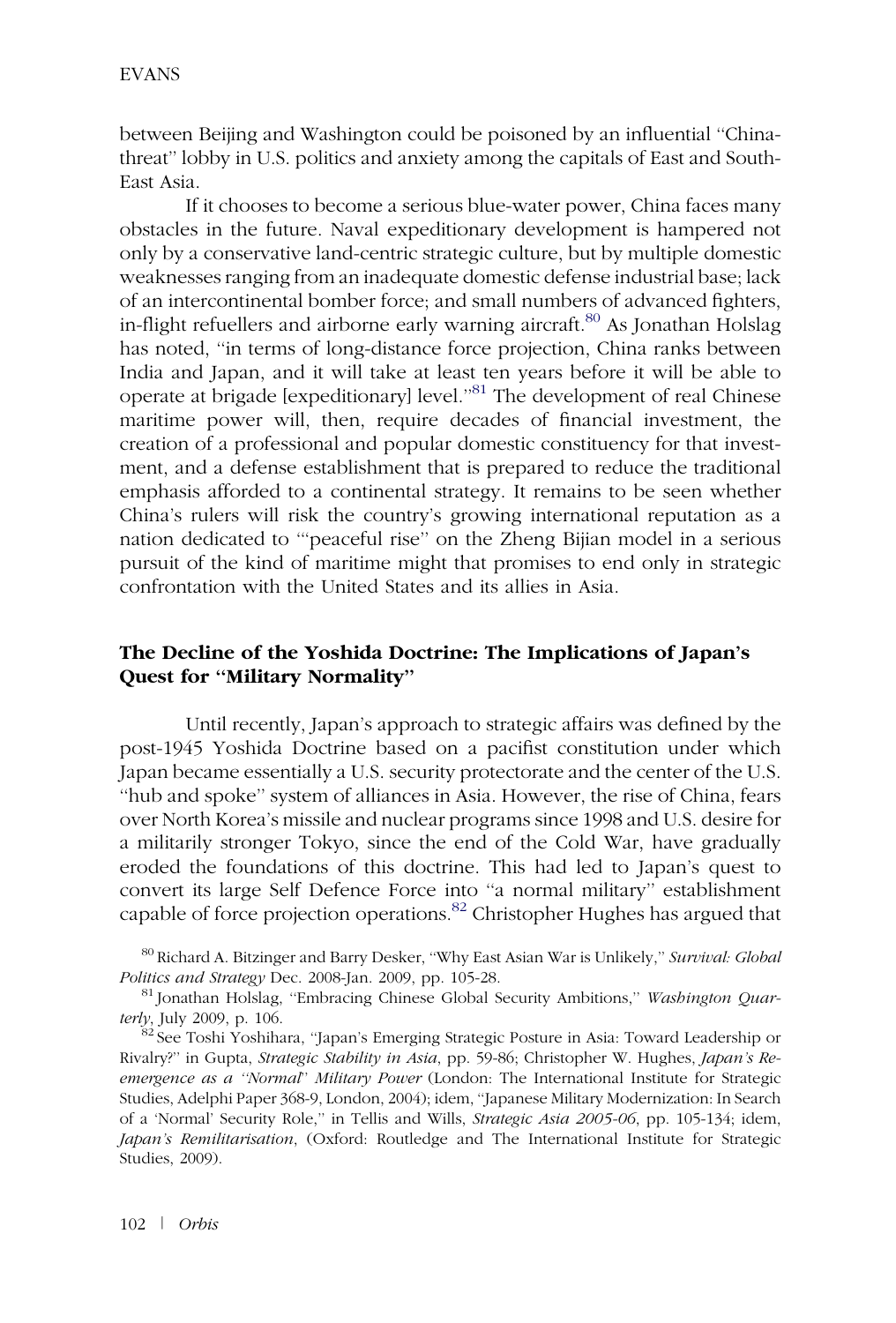between Beijing and Washington could be poisoned by an influential ''China-threat'' lobby in U.S. politics and anxiety among the capitals of East and South-East Asia.

If it chooses to become a serious blue-water power, China faces many obstacles in the future. Naval expeditionary development is hampered not only by a conservative land-centric strategic culture, but by multiple domestic weaknesses ranging from an inadequate domestic defense industrial base; lack of an intercontinental bomber force; and small numbers of advanced fighters, in-flight refuellers and airborne early warning aircraft.[80] As Jonathan Holslag has noted, ''in terms of long-distance force projection, China ranks between India and Japan, and it will take at least ten years before it will be able to operate at brigade [expeditionary] level.''[81] The development of real Chinese maritime power will, then, require decades of financial investment, the creation of a professional and popular domestic constituency for that investment, and a defense establishment that is prepared to reduce the traditional emphasis afforded to a continental strategy. It remains to be seen whether China's rulers will risk the country's growing international reputation as a nation dedicated to '''peaceful rise'' on the Zheng Bijian model in a serious pursuit of the kind of maritime might that promises to end only in strategic confrontation with the United States and its allies in Asia.

## The Decline of the Yoshida Doctrine: The Implications of Japan's Quest for ''Military Normality''

Until recently, Japan's approach to strategic affairs was defined by the post-1945 Yoshida Doctrine based on a pacifist constitution under which Japan became essentially a U.S. security protectorate and the center of the U.S. ''hub and spoke'' system of alliances in Asia. However, the rise of China, fears over North Korea's missile and nuclear programs since 1998 and U.S. desire for a militarily stronger Tokyo, since the end of the Cold War, have gradually eroded the foundations of this doctrine. This had led to Japan's quest to convert its large Self Defence Force into ''a normal military'' establishment capable of force projection operations.[82] Christopher Hughes has argued that

[80] Richard A. Bitzinger and Barry Desker, ''Why East Asian War is Unlikely,'' *Survival: Global Politics and Strategy* Dec. 2008-Jan. 2009, pp. 105-28.

[81] Jonathan Holslag, ''Embracing Chinese Global Security Ambitions,'' *Washington Quarterly*, July 2009, p. 106.

[82] See Toshi Yoshihara, ''Japan's Emerging Strategic Posture in Asia: Toward Leadership or Rivalry?'' in Gupta, *Strategic Stability in Asia*, pp. 59-86; Christopher W. Hughes, *Japan's Re-emergence as a ''Normal'' Military Power* (London: The International Institute for Strategic Studies, Adelphi Paper 368-9, London, 2004); idem, ''Japanese Military Modernization: In Search of a 'Normal' Security Role,'' in Tellis and Wills, *Strategic Asia 2005-06*, pp. 105-134; idem, *Japan's Remilitarisation*, (Oxford: Routledge and The International Institute for Strategic Studies, 2009).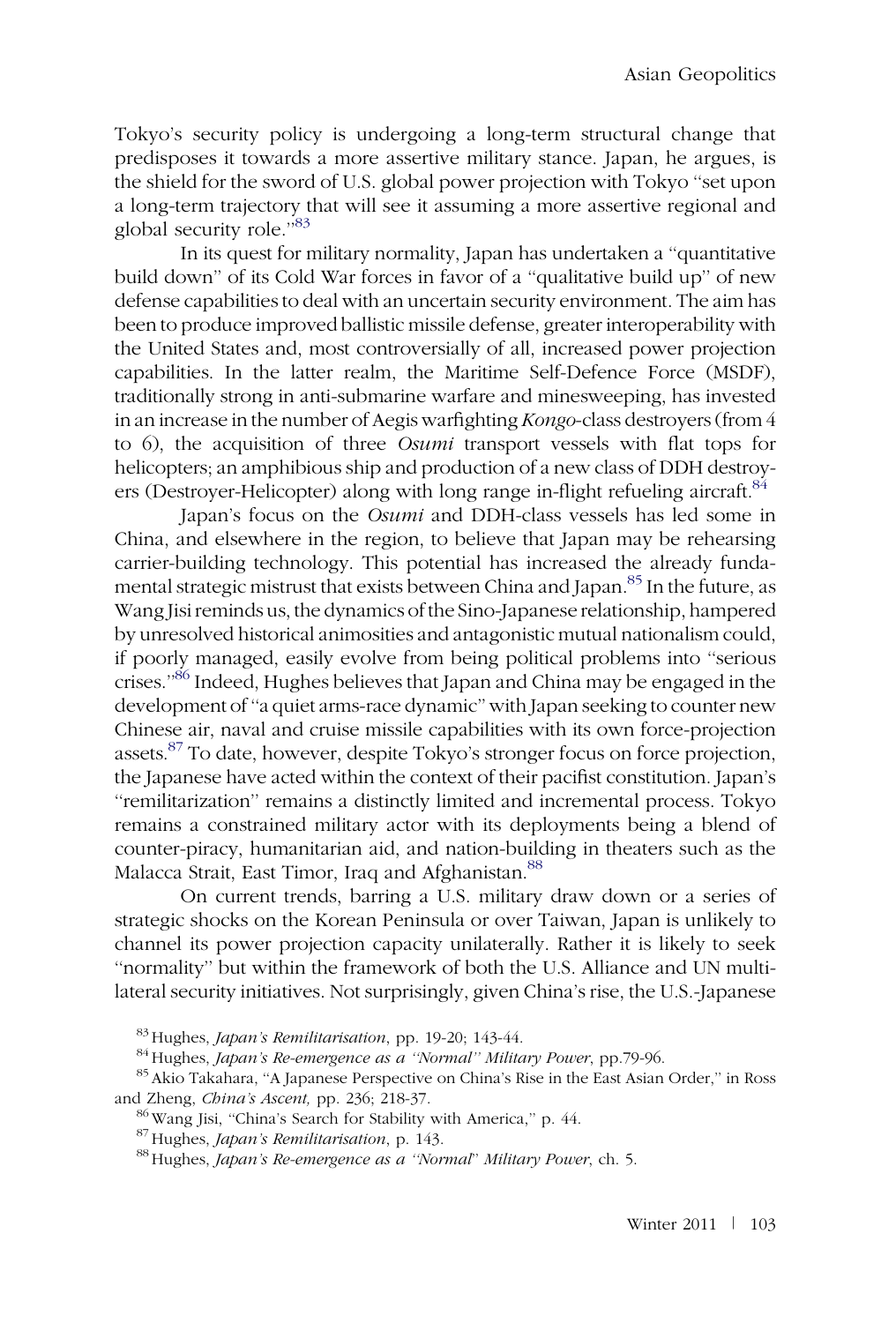Tokyo's security policy is undergoing a long-term structural change that predisposes it towards a more assertive military stance. Japan, he argues, is the shield for the sword of U.S. global power projection with Tokyo "set upon a long-term trajectory that will see it assuming a more assertive regional and global security role."[83]

In its quest for military normality, Japan has undertaken a "quantitative build down" of its Cold War forces in favor of a "qualitative build up" of new defense capabilities to deal with an uncertain security environment. The aim has been to produce improved ballistic missile defense, greater interoperability with the United States and, most controversially of all, increased power projection capabilities. In the latter realm, the Maritime Self-Defence Force (MSDF), traditionally strong in anti-submarine warfare and minesweeping, has invested in an increase in the number of Aegis warfighting *Kongo*-class destroyers (from 4 to 6), the acquisition of three *Osumi* transport vessels with flat tops for helicopters; an amphibious ship and production of a new class of DDH destroyers (Destroyer-Helicopter) along with long range in-flight refueling aircraft.[84]

Japan's focus on the *Osumi* and DDH-class vessels has led some in China, and elsewhere in the region, to believe that Japan may be rehearsing carrier-building technology. This potential has increased the already fundamental strategic mistrust that exists between China and Japan.[85] In the future, as Wang Jisi reminds us, the dynamics of the Sino-Japanese relationship, hampered by unresolved historical animosities and antagonistic mutual nationalism could, if poorly managed, easily evolve from being political problems into "serious crises."[86] Indeed, Hughes believes that Japan and China may be engaged in the development of "a quiet arms-race dynamic" with Japan seeking to counter new Chinese air, naval and cruise missile capabilities with its own force-projection assets.[87] To date, however, despite Tokyo's stronger focus on force projection, the Japanese have acted within the context of their pacifist constitution. Japan's "remilitarization" remains a distinctly limited and incremental process. Tokyo remains a constrained military actor with its deployments being a blend of counter-piracy, humanitarian aid, and nation-building in theaters such as the Malacca Strait, East Timor, Iraq and Afghanistan.[88]

On current trends, barring a U.S. military draw down or a series of strategic shocks on the Korean Peninsula or over Taiwan, Japan is unlikely to channel its power projection capacity unilaterally. Rather it is likely to seek "normality" but within the framework of both the U.S. Alliance and UN multilateral security initiatives. Not surprisingly, given China's rise, the U.S.-Japanese

---

[83] Hughes, *Japan's Remilitarisation*, pp. 19-20; 143-44.

[84] Hughes, *Japan's Re-emergence as a "Normal" Military Power*, pp.79-96.

[85] Akio Takahara, "A Japanese Perspective on China's Rise in the East Asian Order," in Ross and Zheng, *China's Ascent,* pp. 236; 218-37.

[86] Wang Jisi, "China's Search for Stability with America," p. 44.

[87] Hughes, *Japan's Remilitarisation*, p. 143.

[88] Hughes, *Japan's Re-emergence as a "Normal" Military Power*, ch. 5.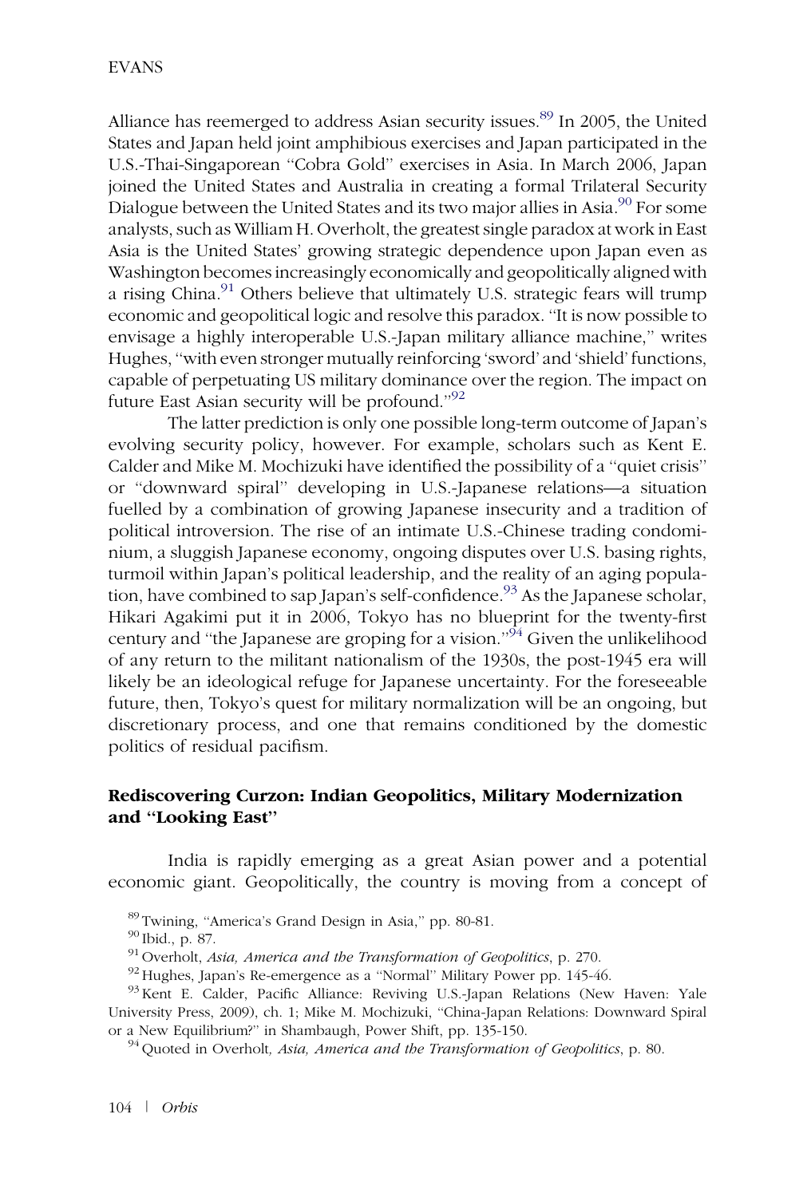Alliance has reemerged to address Asian security issues.[89] In 2005, the United States and Japan held joint amphibious exercises and Japan participated in the U.S.-Thai-Singaporean "Cobra Gold" exercises in Asia. In March 2006, Japan joined the United States and Australia in creating a formal Trilateral Security Dialogue between the United States and its two major allies in Asia.[90] For some analysts, such as William H. Overholt, the greatest single paradox at work in East Asia is the United States' growing strategic dependence upon Japan even as Washington becomes increasingly economically and geopolitically aligned with a rising China.[91] Others believe that ultimately U.S. strategic fears will trump economic and geopolitical logic and resolve this paradox. "It is now possible to envisage a highly interoperable U.S.-Japan military alliance machine," writes Hughes, "with even stronger mutually reinforcing 'sword' and 'shield' functions, capable of perpetuating US military dominance over the region. The impact on future East Asian security will be profound."[92]

The latter prediction is only one possible long-term outcome of Japan's evolving security policy, however. For example, scholars such as Kent E. Calder and Mike M. Mochizuki have identified the possibility of a "quiet crisis" or "downward spiral" developing in U.S.-Japanese relations—a situation fuelled by a combination of growing Japanese insecurity and a tradition of political introversion. The rise of an intimate U.S.-Chinese trading condominium, a sluggish Japanese economy, ongoing disputes over U.S. basing rights, turmoil within Japan's political leadership, and the reality of an aging population, have combined to sap Japan's self-confidence.[93] As the Japanese scholar, Hikari Agakimi put it in 2006, Tokyo has no blueprint for the twenty-first century and "the Japanese are groping for a vision."[94] Given the unlikelihood of any return to the militant nationalism of the 1930s, the post-1945 era will likely be an ideological refuge for Japanese uncertainty. For the foreseeable future, then, Tokyo's quest for military normalization will be an ongoing, but discretionary process, and one that remains conditioned by the domestic politics of residual pacifism.

### Rediscovering Curzon: Indian Geopolitics, Military Modernization and "Looking East"

India is rapidly emerging as a great Asian power and a potential economic giant. Geopolitically, the country is moving from a concept of

[89] Twining, "America's Grand Design in Asia," pp. 80-81.

[90] Ibid., p. 87.

[91] Overholt, *Asia, America and the Transformation of Geopolitics*, p. 270.

[92] Hughes, Japan's Re-emergence as a "Normal" Military Power pp. 145-46.

[93] Kent E. Calder, Pacific Alliance: Reviving U.S.-Japan Relations (New Haven: Yale University Press, 2009), ch. 1; Mike M. Mochizuki, "China-Japan Relations: Downward Spiral or a New Equilibrium?" in Shambaugh, Power Shift, pp. 135-150.

[94] Quoted in Overholt*, Asia, America and the Transformation of Geopolitics*, p. 80.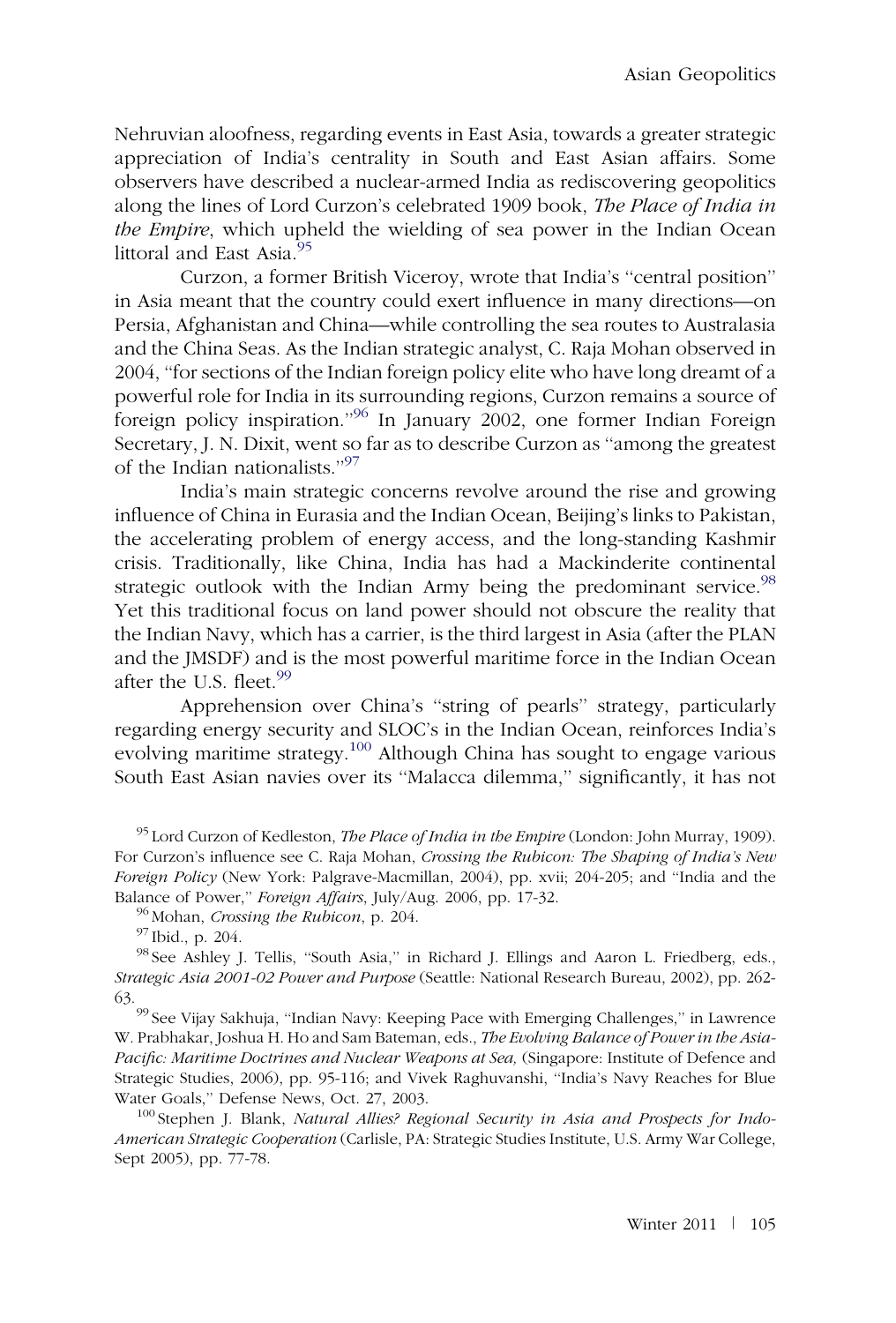Nehruvian aloofness, regarding events in East Asia, towards a greater strategic appreciation of India's centrality in South and East Asian affairs. Some observers have described a nuclear-armed India as rediscovering geopolitics along the lines of Lord Curzon's celebrated 1909 book, *The Place of India in the Empire*, which upheld the wielding of sea power in the Indian Ocean littoral and East Asia.[95]

Curzon, a former British Viceroy, wrote that India's ''central position'' in Asia meant that the country could exert influence in many directions—on Persia, Afghanistan and China—while controlling the sea routes to Australasia and the China Seas. As the Indian strategic analyst, C. Raja Mohan observed in 2004, ''for sections of the Indian foreign policy elite who have long dreamt of a powerful role for India in its surrounding regions, Curzon remains a source of foreign policy inspiration.''[96] In January 2002, one former Indian Foreign Secretary, J. N. Dixit, went so far as to describe Curzon as ''among the greatest of the Indian nationalists.''[97]

India's main strategic concerns revolve around the rise and growing influence of China in Eurasia and the Indian Ocean, Beijing's links to Pakistan, the accelerating problem of energy access, and the long-standing Kashmir crisis. Traditionally, like China, India has had a Mackinderite continental strategic outlook with the Indian Army being the predominant service.[98] Yet this traditional focus on land power should not obscure the reality that the Indian Navy, which has a carrier, is the third largest in Asia (after the PLAN and the JMSDF) and is the most powerful maritime force in the Indian Ocean after the U.S. fleet.[99]

Apprehension over China's ''string of pearls'' strategy, particularly regarding energy security and SLOC's in the Indian Ocean, reinforces India's evolving maritime strategy.[100] Although China has sought to engage various South East Asian navies over its ''Malacca dilemma,'' significantly, it has not

[95] Lord Curzon of Kedleston, *The Place of India in the Empire* (London: John Murray, 1909). For Curzon's influence see C. Raja Mohan, *Crossing the Rubicon: The Shaping of India's New Foreign Policy* (New York: Palgrave-Macmillan, 2004), pp. xvii; 204-205; and ''India and the Balance of Power,'' *Foreign Affairs*, July/Aug. 2006, pp. 17-32.

[96] Mohan, *Crossing the Rubicon*, p. 204.

[97] Ibid., p. 204.

[98] See Ashley J. Tellis, ''South Asia,'' in Richard J. Ellings and Aaron L. Friedberg, eds., *Strategic Asia 2001-02 Power and Purpose* (Seattle: National Research Bureau, 2002), pp. 262-63.

[99] See Vijay Sakhuja, ''Indian Navy: Keeping Pace with Emerging Challenges,'' in Lawrence W. Prabhakar, Joshua H. Ho and Sam Bateman, eds., *The Evolving Balance of Power in the Asia-Pacific: Maritime Doctrines and Nuclear Weapons at Sea,* (Singapore: Institute of Defence and Strategic Studies, 2006), pp. 95-116; and Vivek Raghuvanshi, ''India's Navy Reaches for Blue Water Goals,'' Defense News, Oct. 27, 2003.

[100] Stephen J. Blank, *Natural Allies? Regional Security in Asia and Prospects for Indo-American Strategic Cooperation* (Carlisle, PA: Strategic Studies Institute, U.S. Army War College, Sept 2005), pp. 77-78.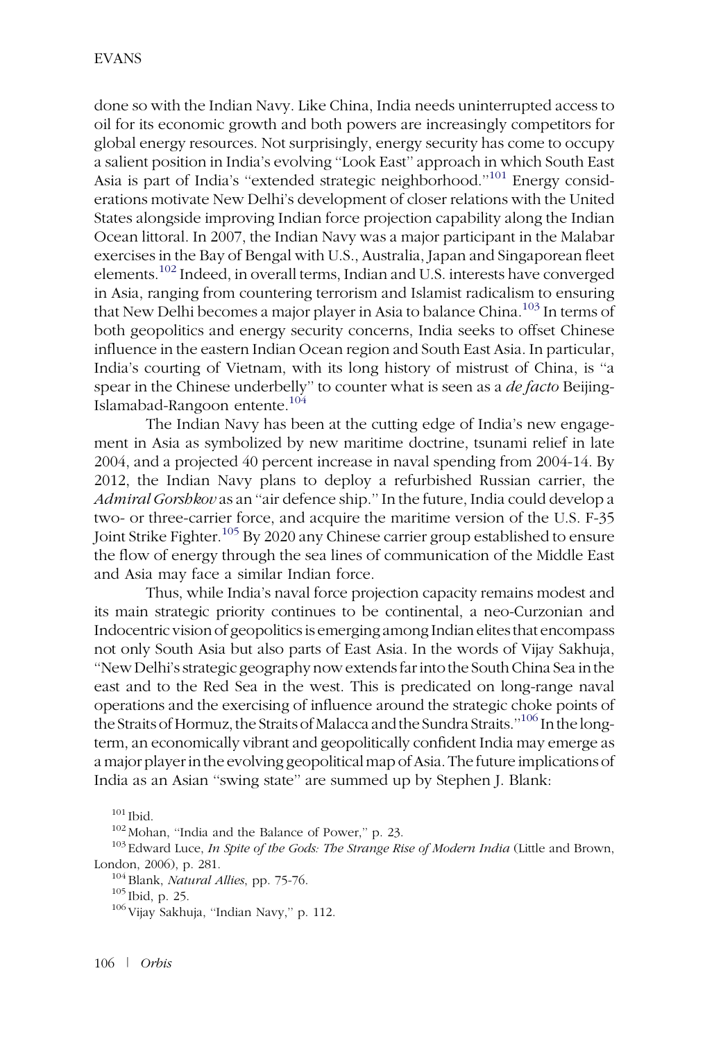done so with the Indian Navy. Like China, India needs uninterrupted access to oil for its economic growth and both powers are increasingly competitors for global energy resources. Not surprisingly, energy security has come to occupy a salient position in India's evolving "Look East" approach in which South East Asia is part of India's "extended strategic neighborhood."[101] Energy considerations motivate New Delhi's development of closer relations with the United States alongside improving Indian force projection capability along the Indian Ocean littoral. In 2007, the Indian Navy was a major participant in the Malabar exercises in the Bay of Bengal with U.S., Australia, Japan and Singaporean fleet elements.[102] Indeed, in overall terms, Indian and U.S. interests have converged in Asia, ranging from countering terrorism and Islamist radicalism to ensuring that New Delhi becomes a major player in Asia to balance China.[103] In terms of both geopolitics and energy security concerns, India seeks to offset Chinese influence in the eastern Indian Ocean region and South East Asia. In particular, India's courting of Vietnam, with its long history of mistrust of China, is "a spear in the Chinese underbelly" to counter what is seen as a *de facto* Beijing-Islamabad-Rangoon entente.[104]

The Indian Navy has been at the cutting edge of India's new engagement in Asia as symbolized by new maritime doctrine, tsunami relief in late 2004, and a projected 40 percent increase in naval spending from 2004-14. By 2012, the Indian Navy plans to deploy a refurbished Russian carrier, the *Admiral Gorshkov* as an "air defence ship." In the future, India could develop a two- or three-carrier force, and acquire the maritime version of the U.S. F-35 Joint Strike Fighter.[105] By 2020 any Chinese carrier group established to ensure the flow of energy through the sea lines of communication of the Middle East and Asia may face a similar Indian force.

Thus, while India's naval force projection capacity remains modest and its main strategic priority continues to be continental, a neo-Curzonian and Indocentric vision of geopolitics is emerging among Indian elites that encompass not only South Asia but also parts of East Asia. In the words of Vijay Sakhuja, "New Delhi's strategic geography now extends far into the South China Sea in the east and to the Red Sea in the west. This is predicated on long-range naval operations and the exercising of influence around the strategic choke points of the Straits of Hormuz, the Straits of Malacca and the Sundra Straits."[106] In the long-term, an economically vibrant and geopolitically confident India may emerge as a major player in the evolving geopolitical map of Asia. The future implications of India as an Asian "swing state" are summed up by Stephen J. Blank:

[101] Ibid.

[102] Mohan, "India and the Balance of Power," p. 23.

[103] Edward Luce, *In Spite of the Gods: The Strange Rise of Modern India* (Little and Brown, London, 2006), p. 281.

[104] Blank, *Natural Allies*, pp. 75-76.

[105] Ibid, p. 25.

[106] Vijay Sakhuja, "Indian Navy," p. 112.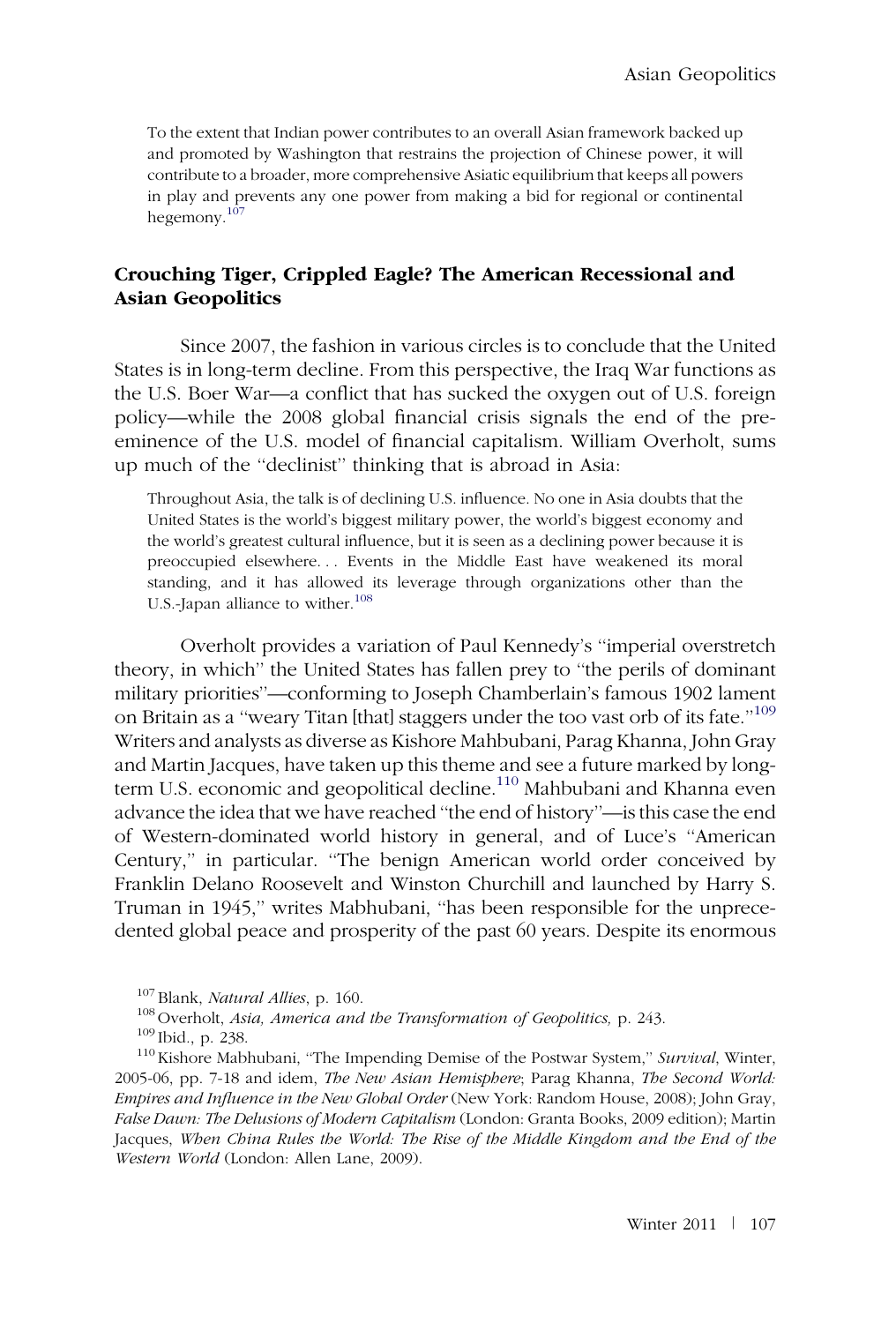> To the extent that Indian power contributes to an overall Asian framework backed up and promoted by Washington that restrains the projection of Chinese power, it will contribute to a broader, more comprehensive Asiatic equilibrium that keeps all powers in play and prevents any one power from making a bid for regional or continental hegemony.[107]

### Crouching Tiger, Crippled Eagle? The American Recessional and Asian Geopolitics

Since 2007, the fashion in various circles is to conclude that the United States is in long-term decline. From this perspective, the Iraq War functions as the U.S. Boer War—a conflict that has sucked the oxygen out of U.S. foreign policy—while the 2008 global financial crisis signals the end of the pre-eminence of the U.S. model of financial capitalism. William Overholt, sums up much of the "declinist" thinking that is abroad in Asia:

> Throughout Asia, the talk is of declining U.S. influence. No one in Asia doubts that the United States is the world's biggest military power, the world's biggest economy and the world's greatest cultural influence, but it is seen as a declining power because it is preoccupied elsewhere... Events in the Middle East have weakened its moral standing, and it has allowed its leverage through organizations other than the U.S.-Japan alliance to wither.[108]

Overholt provides a variation of Paul Kennedy's "imperial overstretch theory, in which" the United States has fallen prey to "the perils of dominant military priorities"—conforming to Joseph Chamberlain's famous 1902 lament on Britain as a "weary Titan [that] staggers under the too vast orb of its fate."[109] Writers and analysts as diverse as Kishore Mahbubani, Parag Khanna, John Gray and Martin Jacques, have taken up this theme and see a future marked by long-term U.S. economic and geopolitical decline.[110] Mahbubani and Khanna even advance the idea that we have reached "the end of history"—is this case the end of Western-dominated world history in general, and of Luce's "American Century," in particular. "The benign American world order conceived by Franklin Delano Roosevelt and Winston Churchill and launched by Harry S. Truman in 1945," writes Mabhubani, "has been responsible for the unprecedented global peace and prosperity of the past 60 years. Despite its enormous

---

[107] Blank, *Natural Allies*, p. 160.

[108] Overholt, *Asia, America and the Transformation of Geopolitics,* p. 243.

[109] Ibid., p. 238.

[110] Kishore Mabhubani, "The Impending Demise of the Postwar System," *Survival*, Winter, 2005-06, pp. 7-18 and idem, *The New Asian Hemisphere*; Parag Khanna, *The Second World: Empires and Influence in the New Global Order* (New York: Random House, 2008); John Gray, *False Dawn: The Delusions of Modern Capitalism* (London: Granta Books, 2009 edition); Martin Jacques, *When China Rules the World: The Rise of the Middle Kingdom and the End of the Western World* (London: Allen Lane, 2009).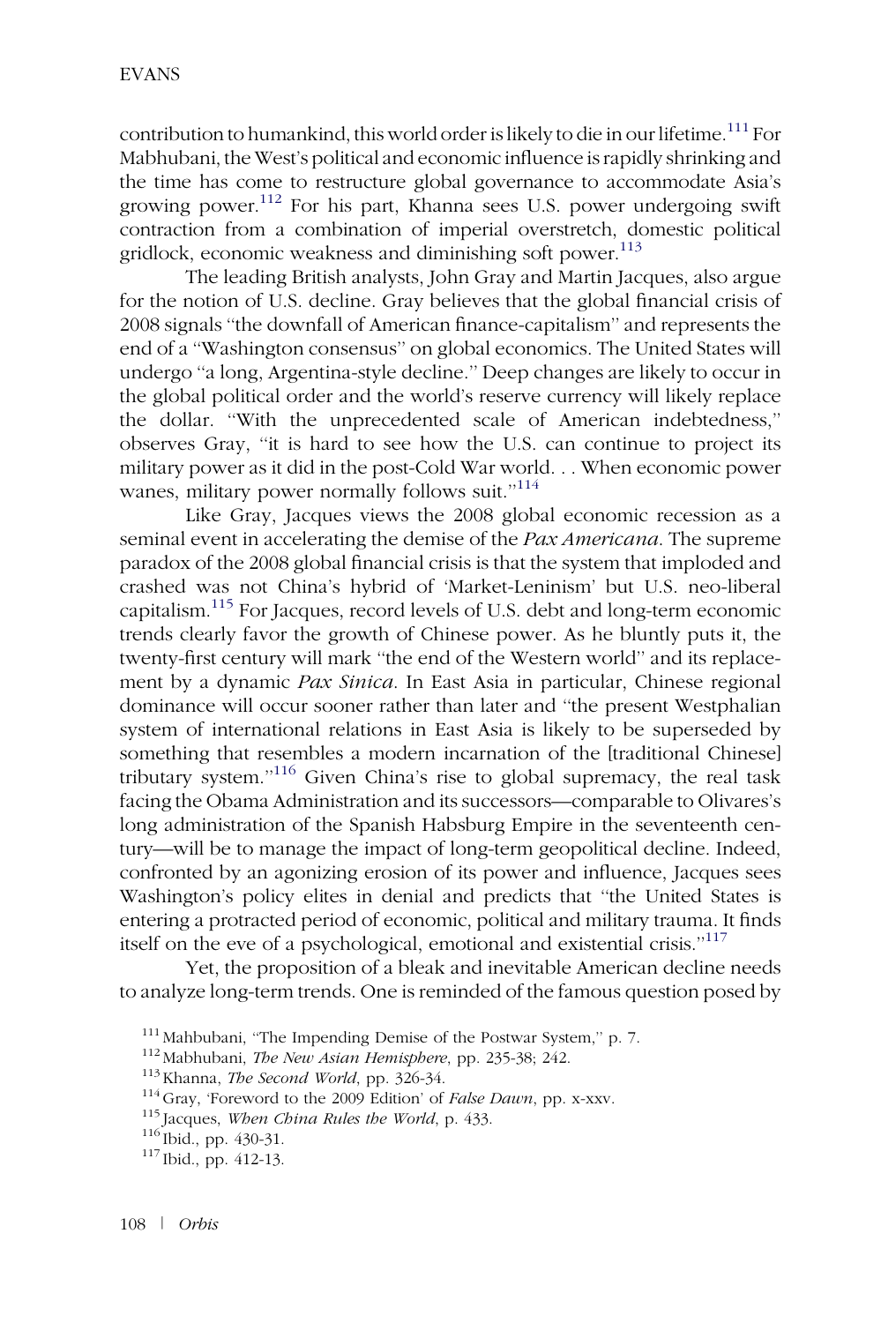contribution to humankind, this world order is likely to die in our lifetime.[111] For Mabhubani, the West's political and economic influence is rapidly shrinking and the time has come to restructure global governance to accommodate Asia's growing power.[112] For his part, Khanna sees U.S. power undergoing swift contraction from a combination of imperial overstretch, domestic political gridlock, economic weakness and diminishing soft power.[113]

The leading British analysts, John Gray and Martin Jacques, also argue for the notion of U.S. decline. Gray believes that the global financial crisis of 2008 signals "the downfall of American finance-capitalism" and represents the end of a "Washington consensus" on global economics. The United States will undergo "a long, Argentina-style decline." Deep changes are likely to occur in the global political order and the world's reserve currency will likely replace the dollar. "With the unprecedented scale of American indebtedness," observes Gray, "it is hard to see how the U.S. can continue to project its military power as it did in the post-Cold War world. . . When economic power wanes, military power normally follows suit."[114]

Like Gray, Jacques views the 2008 global economic recession as a seminal event in accelerating the demise of the *Pax Americana*. The supreme paradox of the 2008 global financial crisis is that the system that imploded and crashed was not China's hybrid of 'Market-Leninism' but U.S. neo-liberal capitalism.[115] For Jacques, record levels of U.S. debt and long-term economic trends clearly favor the growth of Chinese power. As he bluntly puts it, the twenty-first century will mark "the end of the Western world" and its replacement by a dynamic *Pax Sinica*. In East Asia in particular, Chinese regional dominance will occur sooner rather than later and "the present Westphalian system of international relations in East Asia is likely to be superseded by something that resembles a modern incarnation of the [traditional Chinese] tributary system."[116] Given China's rise to global supremacy, the real task facing the Obama Administration and its successors—comparable to Olivares's long administration of the Spanish Habsburg Empire in the seventeenth century—will be to manage the impact of long-term geopolitical decline. Indeed, confronted by an agonizing erosion of its power and influence, Jacques sees Washington's policy elites in denial and predicts that "the United States is entering a protracted period of economic, political and military trauma. It finds itself on the eve of a psychological, emotional and existential crisis."[117]

Yet, the proposition of a bleak and inevitable American decline needs to analyze long-term trends. One is reminded of the famous question posed by

[111] Mahbubani, "The Impending Demise of the Postwar System," p. 7.

[112] Mabhubani, *The New Asian Hemisphere*, pp. 235-38; 242.

[113] Khanna, *The Second World*, pp. 326-34.

[114] Gray, 'Foreword to the 2009 Edition' of *False Dawn*, pp. x-xxv.

[115] Jacques, *When China Rules the World*, p. 433.

[116] Ibid., pp. 430-31.

[117] Ibid., pp. 412-13.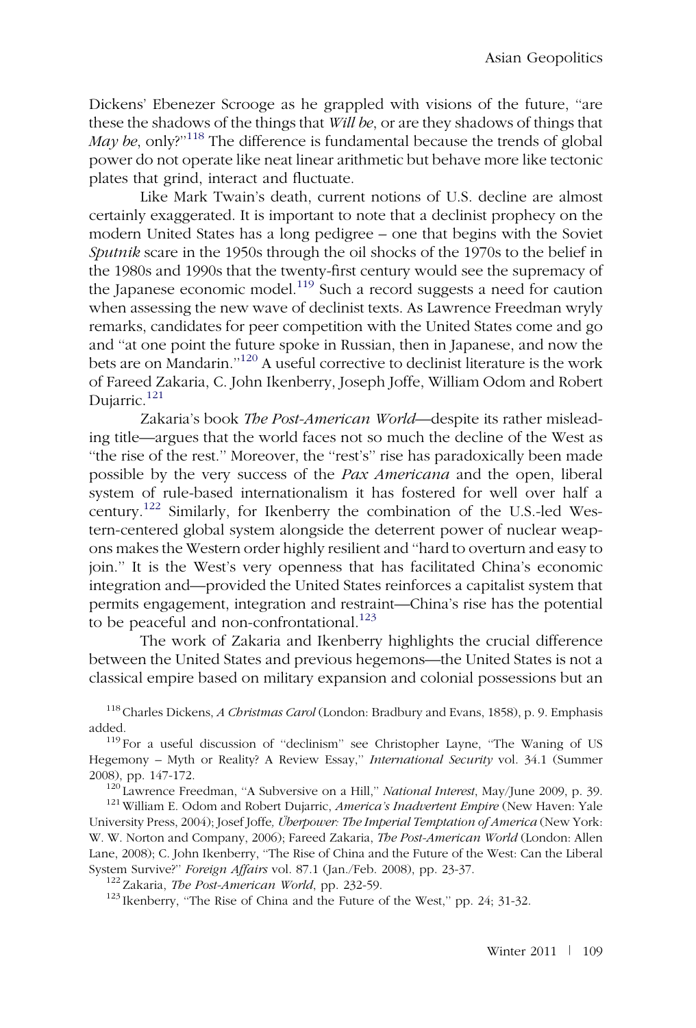Dickens' Ebenezer Scrooge as he grappled with visions of the future, "are these the shadows of the things that *Will be*, or are they shadows of things that *May be*, only?"[118] The difference is fundamental because the trends of global power do not operate like neat linear arithmetic but behave more like tectonic plates that grind, interact and fluctuate.

Like Mark Twain's death, current notions of U.S. decline are almost certainly exaggerated. It is important to note that a declinist prophecy on the modern United States has a long pedigree – one that begins with the Soviet *Sputnik* scare in the 1950s through the oil shocks of the 1970s to the belief in the 1980s and 1990s that the twenty-first century would see the supremacy of the Japanese economic model.[119] Such a record suggests a need for caution when assessing the new wave of declinist texts. As Lawrence Freedman wryly remarks, candidates for peer competition with the United States come and go and "at one point the future spoke in Russian, then in Japanese, and now the bets are on Mandarin."[120] A useful corrective to declinist literature is the work of Fareed Zakaria, C. John Ikenberry, Joseph Joffe, William Odom and Robert Dujarric.[121]

Zakaria's book *The Post-American World*—despite its rather misleading title—argues that the world faces not so much the decline of the West as "the rise of the rest." Moreover, the "rest's" rise has paradoxically been made possible by the very success of the *Pax Americana* and the open, liberal system of rule-based internationalism it has fostered for well over half a century.[122] Similarly, for Ikenberry the combination of the U.S.-led Western-centered global system alongside the deterrent power of nuclear weapons makes the Western order highly resilient and "hard to overturn and easy to join." It is the West's very openness that has facilitated China's economic integration and—provided the United States reinforces a capitalist system that permits engagement, integration and restraint—China's rise has the potential to be peaceful and non-confrontational.[123]

The work of Zakaria and Ikenberry highlights the crucial difference between the United States and previous hegemons—the United States is not a classical empire based on military expansion and colonial possessions but an

---

[118] Charles Dickens, *A Christmas Carol* (London: Bradbury and Evans, 1858), p. 9. Emphasis added.

[119] For a useful discussion of "declinism" see Christopher Layne, "The Waning of US Hegemony – Myth or Reality? A Review Essay," *International Security* vol. 34.1 (Summer 2008), pp. 147-172.

[120] Lawrence Freedman, "A Subversive on a Hill," *National Interest*, May/June 2009, p. 39.

[121] William E. Odom and Robert Dujarric, *America's Inadvertent Empire* (New Haven: Yale University Press, 2004); Josef Joffe, *Überpower: The Imperial Temptation of America* (New York: W. W. Norton and Company, 2006); Fareed Zakaria, *The Post-American World* (London: Allen Lane, 2008); C. John Ikenberry, "The Rise of China and the Future of the West: Can the Liberal System Survive?" *Foreign Affairs* vol. 87.1 (Jan./Feb. 2008), pp. 23-37.

[122] Zakaria, *The Post-American World*, pp. 232-59.

[123] Ikenberry, "The Rise of China and the Future of the West," pp. 24; 31-32.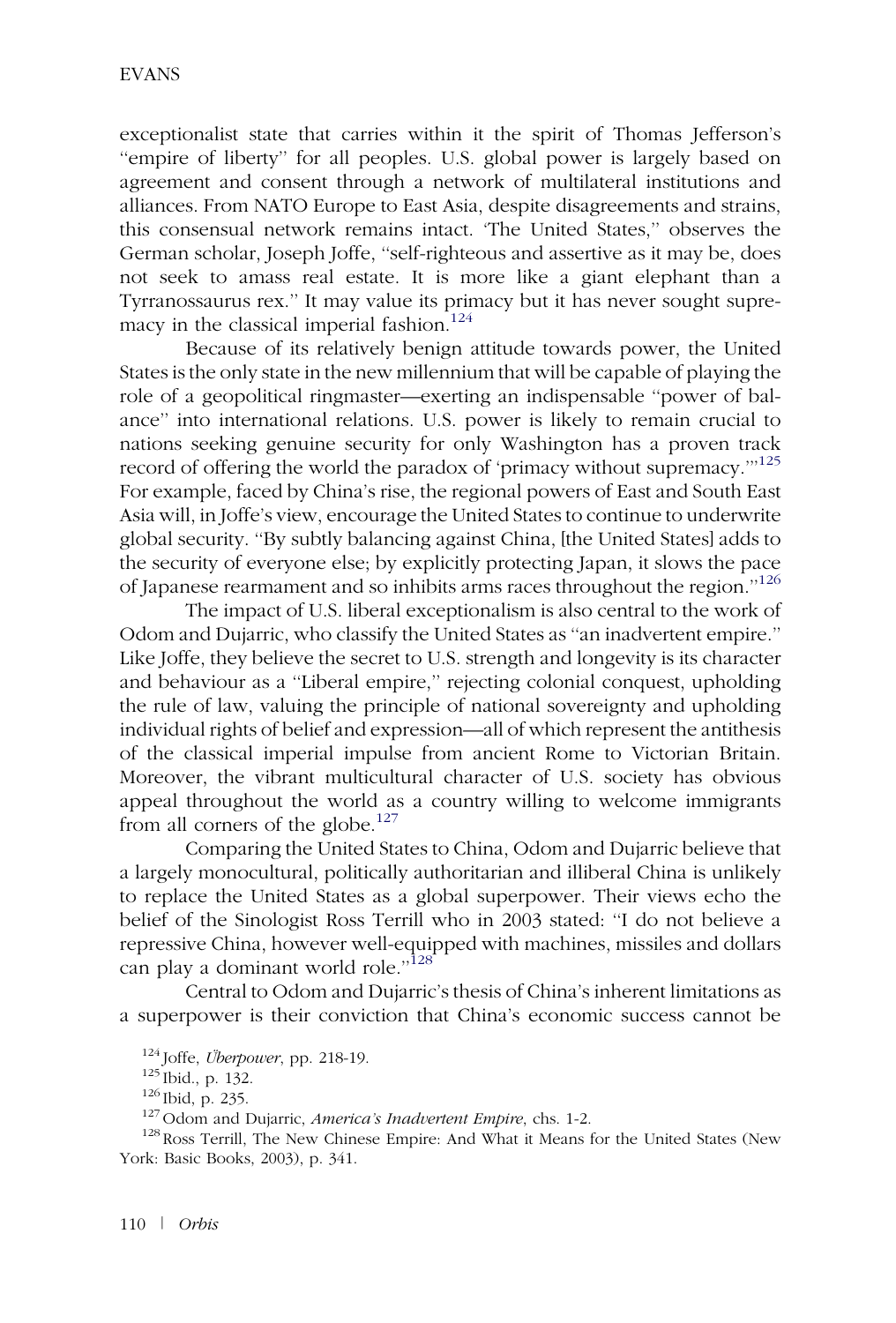exceptionalist state that carries within it the spirit of Thomas Jefferson's "empire of liberty" for all peoples. U.S. global power is largely based on agreement and consent through a network of multilateral institutions and alliances. From NATO Europe to East Asia, despite disagreements and strains, this consensual network remains intact. 'The United States," observes the German scholar, Joseph Joffe, "self-righteous and assertive as it may be, does not seek to amass real estate. It is more like a giant elephant than a Tyrranossaurus rex." It may value its primacy but it has never sought supremacy in the classical imperial fashion.[124]

Because of its relatively benign attitude towards power, the United States is the only state in the new millennium that will be capable of playing the role of a geopolitical ringmaster—exerting an indispensable "power of balance" into international relations. U.S. power is likely to remain crucial to nations seeking genuine security for only Washington has a proven track record of offering the world the paradox of 'primacy without supremacy.'"[125] For example, faced by China's rise, the regional powers of East and South East Asia will, in Joffe's view, encourage the United States to continue to underwrite global security. "By subtly balancing against China, [the United States] adds to the security of everyone else; by explicitly protecting Japan, it slows the pace of Japanese rearmament and so inhibits arms races throughout the region."[126]

The impact of U.S. liberal exceptionalism is also central to the work of Odom and Dujarric, who classify the United States as "an inadvertent empire." Like Joffe, they believe the secret to U.S. strength and longevity is its character and behaviour as a "Liberal empire," rejecting colonial conquest, upholding the rule of law, valuing the principle of national sovereignty and upholding individual rights of belief and expression—all of which represent the antithesis of the classical imperial impulse from ancient Rome to Victorian Britain. Moreover, the vibrant multicultural character of U.S. society has obvious appeal throughout the world as a country willing to welcome immigrants from all corners of the globe.[127]

Comparing the United States to China, Odom and Dujarric believe that a largely monocultural, politically authoritarian and illiberal China is unlikely to replace the United States as a global superpower. Their views echo the belief of the Sinologist Ross Terrill who in 2003 stated: "I do not believe a repressive China, however well-equipped with machines, missiles and dollars can play a dominant world role."[128]

Central to Odom and Dujarric's thesis of China's inherent limitations as a superpower is their conviction that China's economic success cannot be

---

[124] Joffe, *Überpower*, pp. 218-19.

[125] Ibid., p. 132.

[126] Ibid, p. 235.

[127] Odom and Dujarric, *America's Inadvertent Empire*, chs. 1-2.

[128] Ross Terrill, The New Chinese Empire: And What it Means for the United States (New York: Basic Books, 2003), p. 341.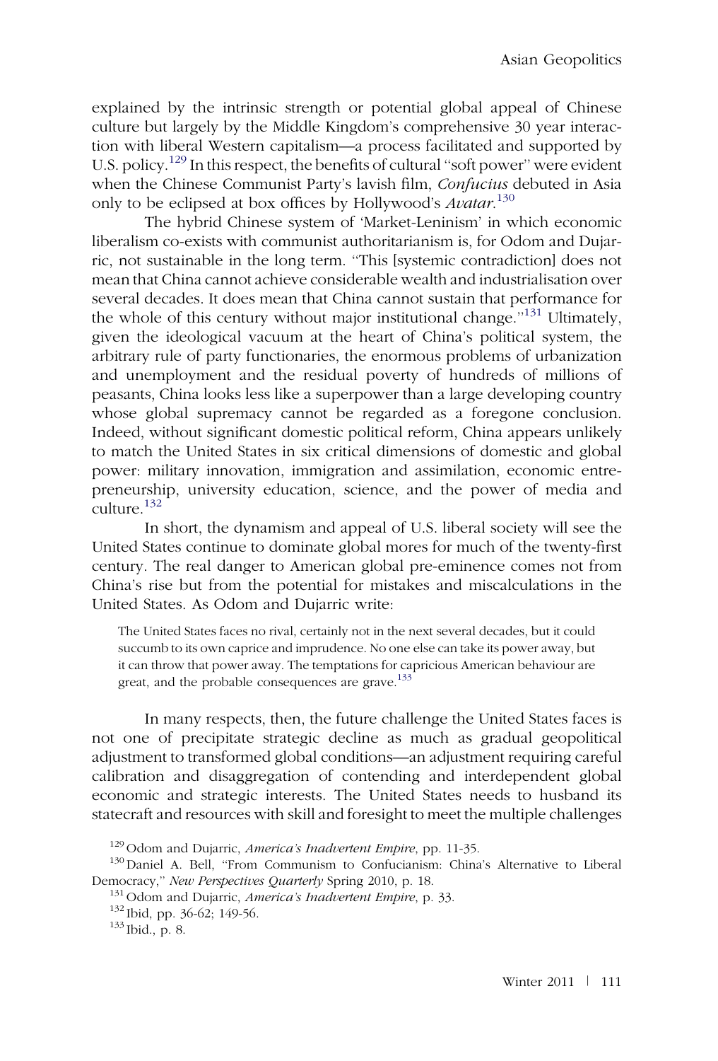explained by the intrinsic strength or potential global appeal of Chinese culture but largely by the Middle Kingdom's comprehensive 30 year interaction with liberal Western capitalism—a process facilitated and supported by U.S. policy.[129] In this respect, the benefits of cultural "soft power" were evident when the Chinese Communist Party's lavish film, *Confucius* debuted in Asia only to be eclipsed at box offices by Hollywood's *Avatar*.[130]

The hybrid Chinese system of 'Market-Leninism' in which economic liberalism co-exists with communist authoritarianism is, for Odom and Dujarric, not sustainable in the long term. "This [systemic contradiction] does not mean that China cannot achieve considerable wealth and industrialisation over several decades. It does mean that China cannot sustain that performance for the whole of this century without major institutional change."[131] Ultimately, given the ideological vacuum at the heart of China's political system, the arbitrary rule of party functionaries, the enormous problems of urbanization and unemployment and the residual poverty of hundreds of millions of peasants, China looks less like a superpower than a large developing country whose global supremacy cannot be regarded as a foregone conclusion. Indeed, without significant domestic political reform, China appears unlikely to match the United States in six critical dimensions of domestic and global power: military innovation, immigration and assimilation, economic entrepreneurship, university education, science, and the power of media and culture.[132]

In short, the dynamism and appeal of U.S. liberal society will see the United States continue to dominate global mores for much of the twenty-first century. The real danger to American global pre-eminence comes not from China's rise but from the potential for mistakes and miscalculations in the United States. As Odom and Dujarric write:

> The United States faces no rival, certainly not in the next several decades, but it could succumb to its own caprice and imprudence. No one else can take its power away, but it can throw that power away. The temptations for capricious American behaviour are great, and the probable consequences are grave.[133]

In many respects, then, the future challenge the United States faces is not one of precipitate strategic decline as much as gradual geopolitical adjustment to transformed global conditions—an adjustment requiring careful calibration and disaggregation of contending and interdependent global economic and strategic interests. The United States needs to husband its statecraft and resources with skill and foresight to meet the multiple challenges

---

[129] Odom and Dujarric, *America's Inadvertent Empire*, pp. 11-35.

[130] Daniel A. Bell, "From Communism to Confucianism: China's Alternative to Liberal Democracy," *New Perspectives Quarterly* Spring 2010, p. 18.

[131] Odom and Dujarric, *America's Inadvertent Empire*, p. 33.

[132] Ibid, pp. 36-62; 149-56.

[133] Ibid., p. 8.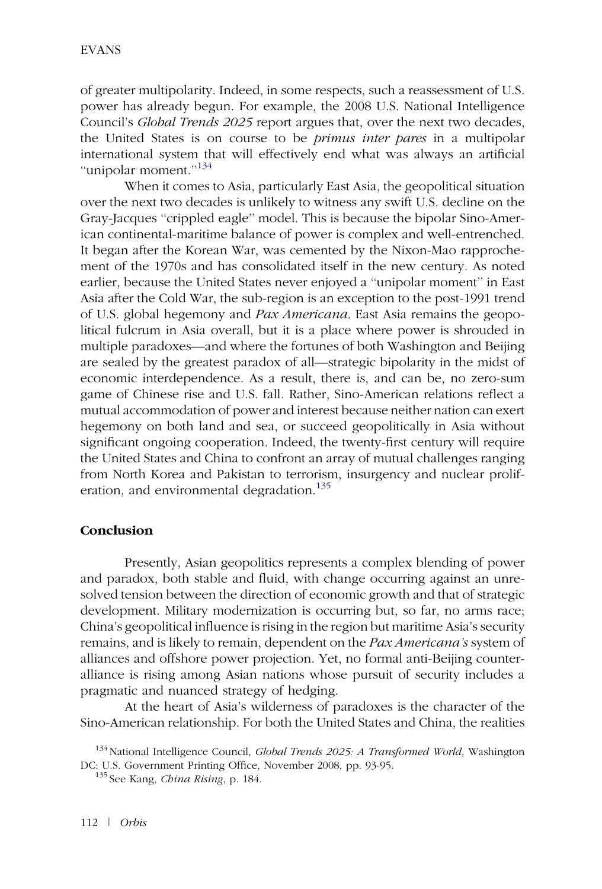of greater multipolarity. Indeed, in some respects, such a reassessment of U.S. power has already begun. For example, the 2008 U.S. National Intelligence Council's *Global Trends 2025* report argues that, over the next two decades, the United States is on course to be *primus inter pares* in a multipolar international system that will effectively end what was always an artificial "unipolar moment."[134]

When it comes to Asia, particularly East Asia, the geopolitical situation over the next two decades is unlikely to witness any swift U.S. decline on the Gray-Jacques "crippled eagle" model. This is because the bipolar Sino-American continental-maritime balance of power is complex and well-entrenched. It began after the Korean War, was cemented by the Nixon-Mao rapprochement of the 1970s and has consolidated itself in the new century. As noted earlier, because the United States never enjoyed a "unipolar moment" in East Asia after the Cold War, the sub-region is an exception to the post-1991 trend of U.S. global hegemony and *Pax Americana*. East Asia remains the geopolitical fulcrum in Asia overall, but it is a place where power is shrouded in multiple paradoxes—and where the fortunes of both Washington and Beijing are sealed by the greatest paradox of all—strategic bipolarity in the midst of economic interdependence. As a result, there is, and can be, no zero-sum game of Chinese rise and U.S. fall. Rather, Sino-American relations reflect a mutual accommodation of power and interest because neither nation can exert hegemony on both land and sea, or succeed geopolitically in Asia without significant ongoing cooperation. Indeed, the twenty-first century will require the United States and China to confront an array of mutual challenges ranging from North Korea and Pakistan to terrorism, insurgency and nuclear proliferation, and environmental degradation.[135]

## Conclusion

Presently, Asian geopolitics represents a complex blending of power and paradox, both stable and fluid, with change occurring against an unresolved tension between the direction of economic growth and that of strategic development. Military modernization is occurring but, so far, no arms race; China's geopolitical influence is rising in the region but maritime Asia's security remains, and is likely to remain, dependent on the *Pax Americana's* system of alliances and offshore power projection. Yet, no formal anti-Beijing counter-alliance is rising among Asian nations whose pursuit of security includes a pragmatic and nuanced strategy of hedging.

At the heart of Asia's wilderness of paradoxes is the character of the Sino-American relationship. For both the United States and China, the realities

[134] National Intelligence Council, *Global Trends 2025: A Transformed World*, Washington DC: U.S. Government Printing Office, November 2008, pp. 93-95.

[135] See Kang, *China Rising*, p. 184.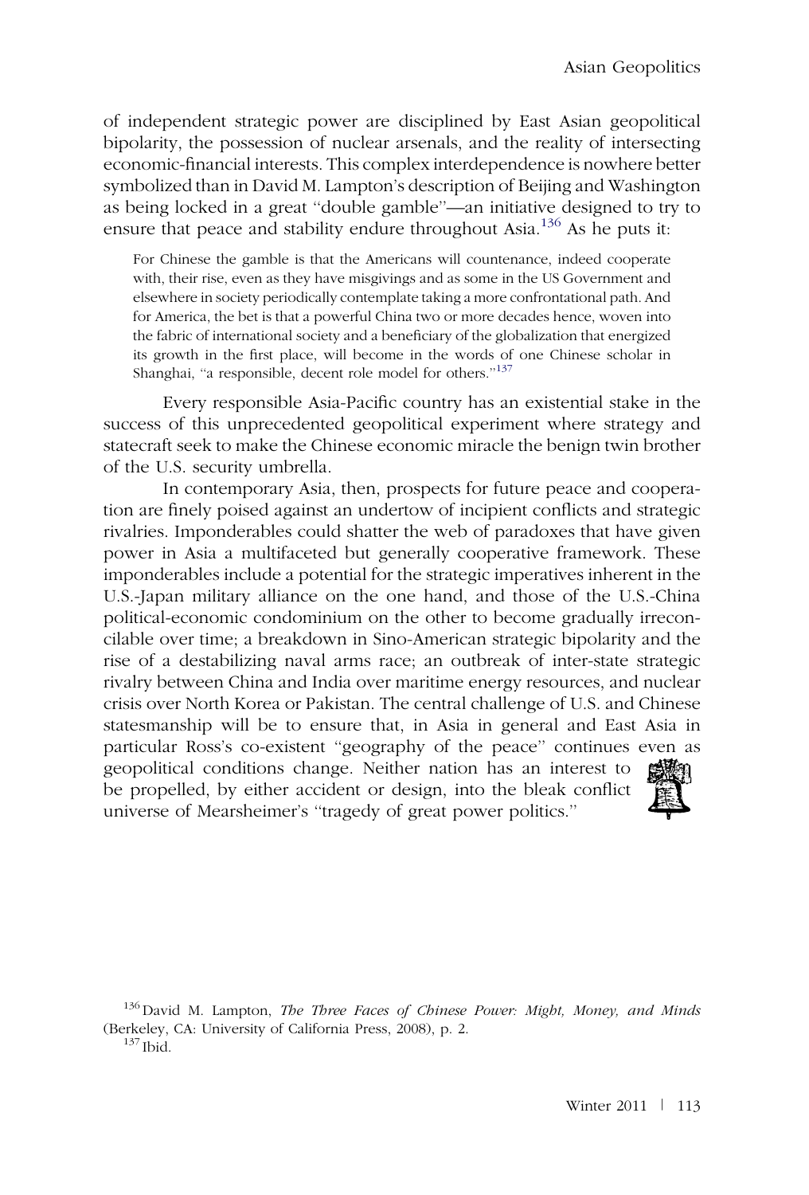of independent strategic power are disciplined by East Asian geopolitical bipolarity, the possession of nuclear arsenals, and the reality of intersecting economic-financial interests. This complex interdependence is nowhere better symbolized than in David M. Lampton's description of Beijing and Washington as being locked in a great "double gamble"—an initiative designed to try to ensure that peace and stability endure throughout Asia.[136] As he puts it:

> For Chinese the gamble is that the Americans will countenance, indeed cooperate with, their rise, even as they have misgivings and as some in the US Government and elsewhere in society periodically contemplate taking a more confrontational path. And for America, the bet is that a powerful China two or more decades hence, woven into the fabric of international society and a beneficiary of the globalization that energized its growth in the first place, will become in the words of one Chinese scholar in Shanghai, "a responsible, decent role model for others."[137]

Every responsible Asia-Pacific country has an existential stake in the success of this unprecedented geopolitical experiment where strategy and statecraft seek to make the Chinese economic miracle the benign twin brother of the U.S. security umbrella.

In contemporary Asia, then, prospects for future peace and cooperation are finely poised against an undertow of incipient conflicts and strategic rivalries. Imponderables could shatter the web of paradoxes that have given power in Asia a multifaceted but generally cooperative framework. These imponderables include a potential for the strategic imperatives inherent in the U.S.-Japan military alliance on the one hand, and those of the U.S.-China political-economic condominium on the other to become gradually irreconcilable over time; a breakdown in Sino-American strategic bipolarity and the rise of a destabilizing naval arms race; an outbreak of inter-state strategic rivalry between China and India over maritime energy resources, and nuclear crisis over North Korea or Pakistan. The central challenge of U.S. and Chinese statesmanship will be to ensure that, in Asia in general and East Asia in particular Ross's co-existent "geography of the peace" continues even as geopolitical conditions change. Neither nation has an interest to be propelled, by either accident or design, into the bleak conflict universe of Mearsheimer's "tragedy of great power politics."

[136] David M. Lampton, *The Three Faces of Chinese Power: Might, Money, and Minds* (Berkeley, CA: University of California Press, 2008), p. 2.

[137] Ibid.